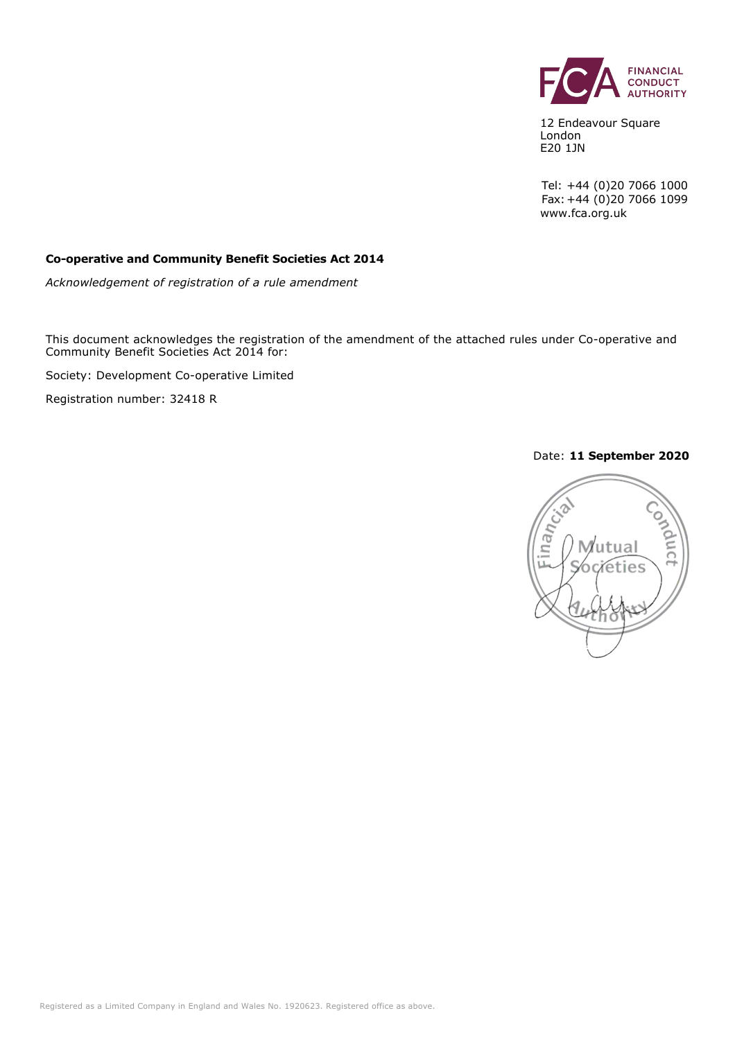FINANCIAL CONDUCT AUTHORITY

12 Endeavour Square
London
E20 1JN

Tel: +44 (0)20 7066 1000
Fax: +44 (0)20 7066 1099
www.fca.org.uk

**Co-operative and Community Benefit Societies Act 2014**

*Acknowledgement of registration of a rule amendment*

This document acknowledges the registration of the amendment of the attached rules under Co-operative and Community Benefit Societies Act 2014 for:

Society: Development Co-operative Limited

Registration number: 32418 R

Date: **11 September 2020**

Financial Conduct Authority Mutual Societies

Registered as a Limited Company in England and Wales No. 1920623. Registered office as above.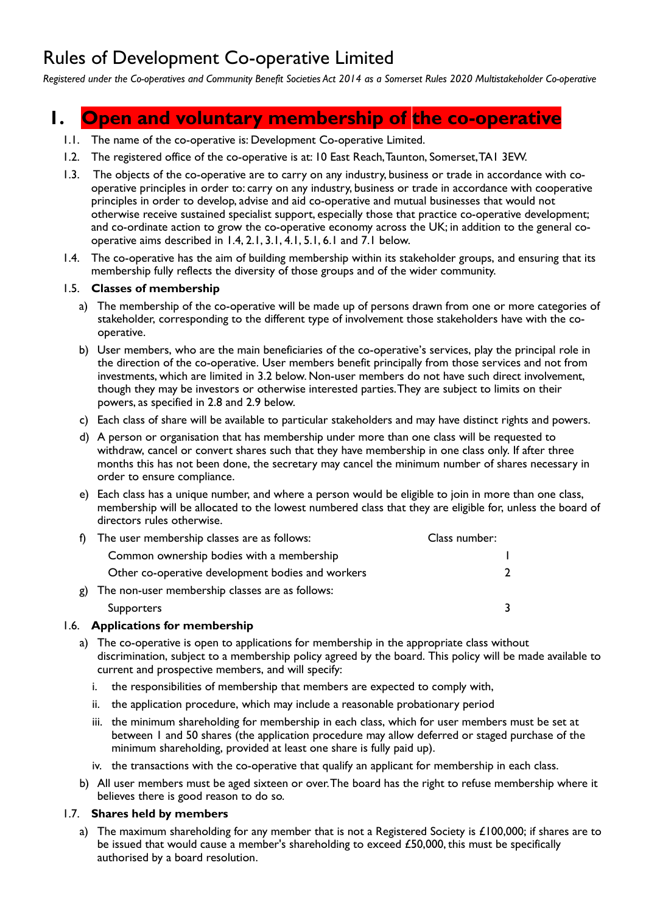# Rules of Development Co-operative Limited

*Registered under the Co-operatives and Community Benefit Societies Act 2014 as a Somerset Rules 2020 Multistakeholder Co-operative*

## 1. Open and voluntary membership of the co-operative

1.1. The name of the co-operative is: Development Co-operative Limited.

1.2. The registered office of the co-operative is at: 10 East Reach, Taunton, Somerset, TA1 3EW.

1.3. The objects of the co-operative are to carry on any industry, business or trade in accordance with co-operative principles in order to: carry on any industry, business or trade in accordance with cooperative principles in order to develop, advise and aid co-operative and mutual businesses that would not otherwise receive sustained specialist support, especially those that practice co-operative development; and co-ordinate action to grow the co-operative economy across the UK; in addition to the general co-operative aims described in 1.4, 2.1, 3.1, 4.1, 5.1, 6.1 and 7.1 below.

1.4. The co-operative has the aim of building membership within its stakeholder groups, and ensuring that its membership fully reflects the diversity of those groups and of the wider community.

1.5. **Classes of membership**

a) The membership of the co-operative will be made up of persons drawn from one or more categories of stakeholder, corresponding to the different type of involvement those stakeholders have with the co-operative.

b) User members, who are the main beneficiaries of the co-operative's services, play the principal role in the direction of the co-operative. User members benefit principally from those services and not from investments, which are limited in 3.2 below. Non-user members do not have such direct involvement, though they may be investors or otherwise interested parties. They are subject to limits on their powers, as specified in 2.8 and 2.9 below.

c) Each class of share will be available to particular stakeholders and may have distinct rights and powers.

d) A person or organisation that has membership under more than one class will be requested to withdraw, cancel or convert shares such that they have membership in one class only. If after three months this has not been done, the secretary may cancel the minimum number of shares necessary in order to ensure compliance.

e) Each class has a unique number, and where a person would be eligible to join in more than one class, membership will be allocated to the lowest numbered class that they are eligible for, unless the board of directors rules otherwise.

f) The user membership classes are as follows:

| | Class number: |
|---|---|
| Common ownership bodies with a membership | 1 |
| Other co-operative development bodies and workers | 2 |

g) The non-user membership classes are as follows:

| | |
|---|---|
| Supporters | 3 |

1.6. **Applications for membership**

a) The co-operative is open to applications for membership in the appropriate class without discrimination, subject to a membership policy agreed by the board. This policy will be made available to current and prospective members, and will specify:

i. the responsibilities of membership that members are expected to comply with,

ii. the application procedure, which may include a reasonable probationary period

iii. the minimum shareholding for membership in each class, which for user members must be set at between 1 and 50 shares (the application procedure may allow deferred or staged purchase of the minimum shareholding, provided at least one share is fully paid up).

iv. the transactions with the co-operative that qualify an applicant for membership in each class.

b) All user members must be aged sixteen or over. The board has the right to refuse membership where it believes there is good reason to do so.

1.7. **Shares held by members**

a) The maximum shareholding for any member that is not a Registered Society is £100,000; if shares are to be issued that would cause a member's shareholding to exceed £50,000, this must be specifically authorised by a board resolution.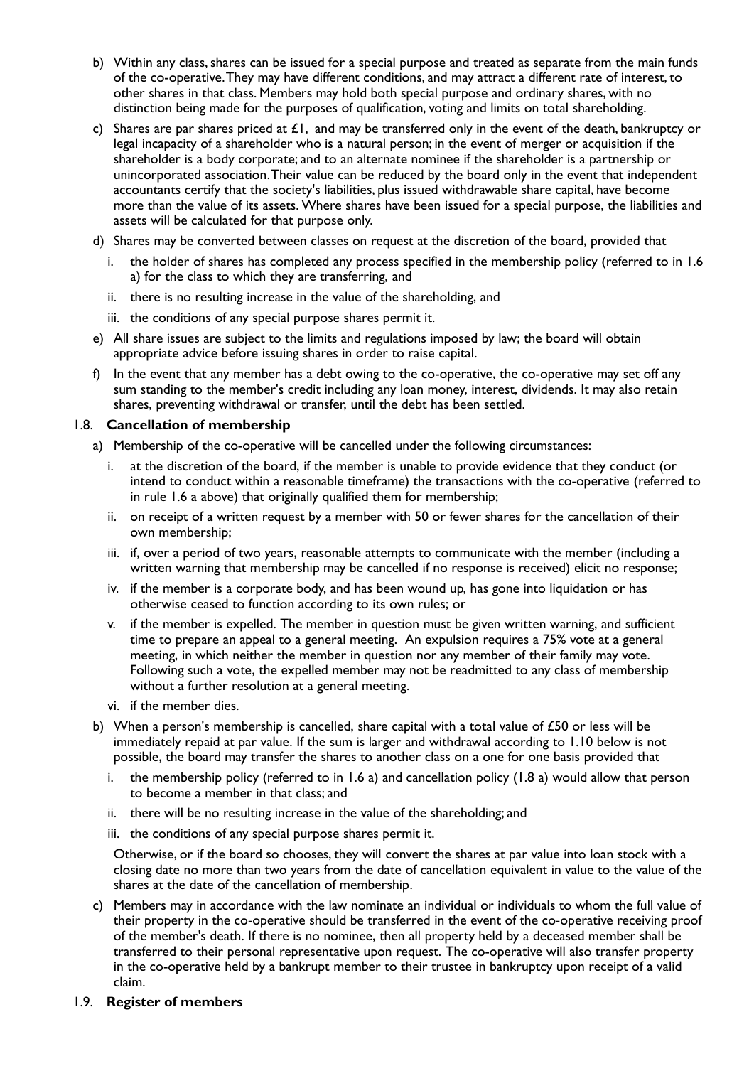b) Within any class, shares can be issued for a special purpose and treated as separate from the main funds of the co-operative. They may have different conditions, and may attract a different rate of interest, to other shares in that class. Members may hold both special purpose and ordinary shares, with no distinction being made for the purposes of qualification, voting and limits on total shareholding.

c) Shares are par shares priced at £1, and may be transferred only in the event of the death, bankruptcy or legal incapacity of a shareholder who is a natural person; in the event of merger or acquisition if the shareholder is a body corporate; and to an alternate nominee if the shareholder is a partnership or unincorporated association. Their value can be reduced by the board only in the event that independent accountants certify that the society's liabilities, plus issued withdrawable share capital, have become more than the value of its assets. Where shares have been issued for a special purpose, the liabilities and assets will be calculated for that purpose only.

d) Shares may be converted between classes on request at the discretion of the board, provided that

   i. the holder of shares has completed any process specified in the membership policy (referred to in 1.6 a) for the class to which they are transferring, and

   ii. there is no resulting increase in the value of the shareholding, and

   iii. the conditions of any special purpose shares permit it.

e) All share issues are subject to the limits and regulations imposed by law; the board will obtain appropriate advice before issuing shares in order to raise capital.

f) In the event that any member has a debt owing to the co-operative, the co-operative may set off any sum standing to the member's credit including any loan money, interest, dividends. It may also retain shares, preventing withdrawal or transfer, until the debt has been settled.

### 1.8. Cancellation of membership

a) Membership of the co-operative will be cancelled under the following circumstances:

   i. at the discretion of the board, if the member is unable to provide evidence that they conduct (or intend to conduct within a reasonable timeframe) the transactions with the co-operative (referred to in rule 1.6 a above) that originally qualified them for membership;

   ii. on receipt of a written request by a member with 50 or fewer shares for the cancellation of their own membership;

   iii. if, over a period of two years, reasonable attempts to communicate with the member (including a written warning that membership may be cancelled if no response is received) elicit no response;

   iv. if the member is a corporate body, and has been wound up, has gone into liquidation or has otherwise ceased to function according to its own rules; or

   v. if the member is expelled. The member in question must be given written warning, and sufficient time to prepare an appeal to a general meeting. An expulsion requires a 75% vote at a general meeting, in which neither the member in question nor any member of their family may vote. Following such a vote, the expelled member may not be readmitted to any class of membership without a further resolution at a general meeting.

   vi. if the member dies.

b) When a person's membership is cancelled, share capital with a total value of £50 or less will be immediately repaid at par value. If the sum is larger and withdrawal according to 1.10 below is not possible, the board may transfer the shares to another class on a one for one basis provided that

   i. the membership policy (referred to in 1.6 a) and cancellation policy (1.8 a) would allow that person to become a member in that class; and

   ii. there will be no resulting increase in the value of the shareholding; and

   iii. the conditions of any special purpose shares permit it.

   Otherwise, or if the board so chooses, they will convert the shares at par value into loan stock with a closing date no more than two years from the date of cancellation equivalent in value to the value of the shares at the date of the cancellation of membership.

c) Members may in accordance with the law nominate an individual or individuals to whom the full value of their property in the co-operative should be transferred in the event of the co-operative receiving proof of the member's death. If there is no nominee, then all property held by a deceased member shall be transferred to their personal representative upon request. The co-operative will also transfer property in the co-operative held by a bankrupt member to their trustee in bankruptcy upon receipt of a valid claim.

### 1.9. Register of members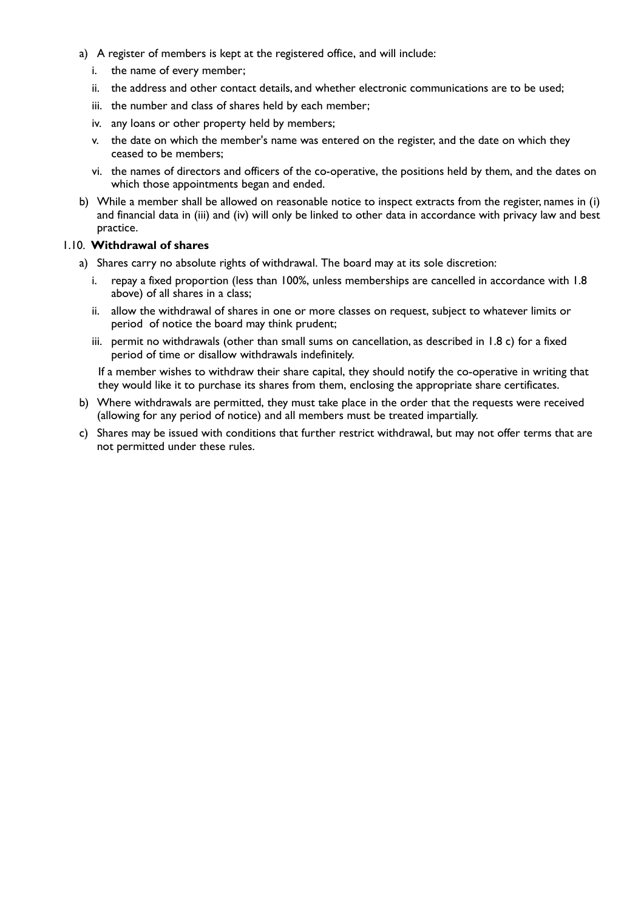a) A register of members is kept at the registered office, and will include:

   i. the name of every member;

   ii. the address and other contact details, and whether electronic communications are to be used;

   iii. the number and class of shares held by each member;

   iv. any loans or other property held by members;

   v. the date on which the member's name was entered on the register, and the date on which they ceased to be members;

   vi. the names of directors and officers of the co-operative, the positions held by them, and the dates on which those appointments began and ended.

b) While a member shall be allowed on reasonable notice to inspect extracts from the register, names in (i) and financial data in (iii) and (iv) will only be linked to other data in accordance with privacy law and best practice.

### 1.10. **Withdrawal of shares**

a) Shares carry no absolute rights of withdrawal. The board may at its sole discretion:

   i. repay a fixed proportion (less than 100%, unless memberships are cancelled in accordance with 1.8 above) of all shares in a class;

   ii. allow the withdrawal of shares in one or more classes on request, subject to whatever limits or period of notice the board may think prudent;

   iii. permit no withdrawals (other than small sums on cancellation, as described in 1.8 c) for a fixed period of time or disallow withdrawals indefinitely.

   If a member wishes to withdraw their share capital, they should notify the co-operative in writing that they would like it to purchase its shares from them, enclosing the appropriate share certificates.

b) Where withdrawals are permitted, they must take place in the order that the requests were received (allowing for any period of notice) and all members must be treated impartially.

c) Shares may be issued with conditions that further restrict withdrawal, but may not offer terms that are not permitted under these rules.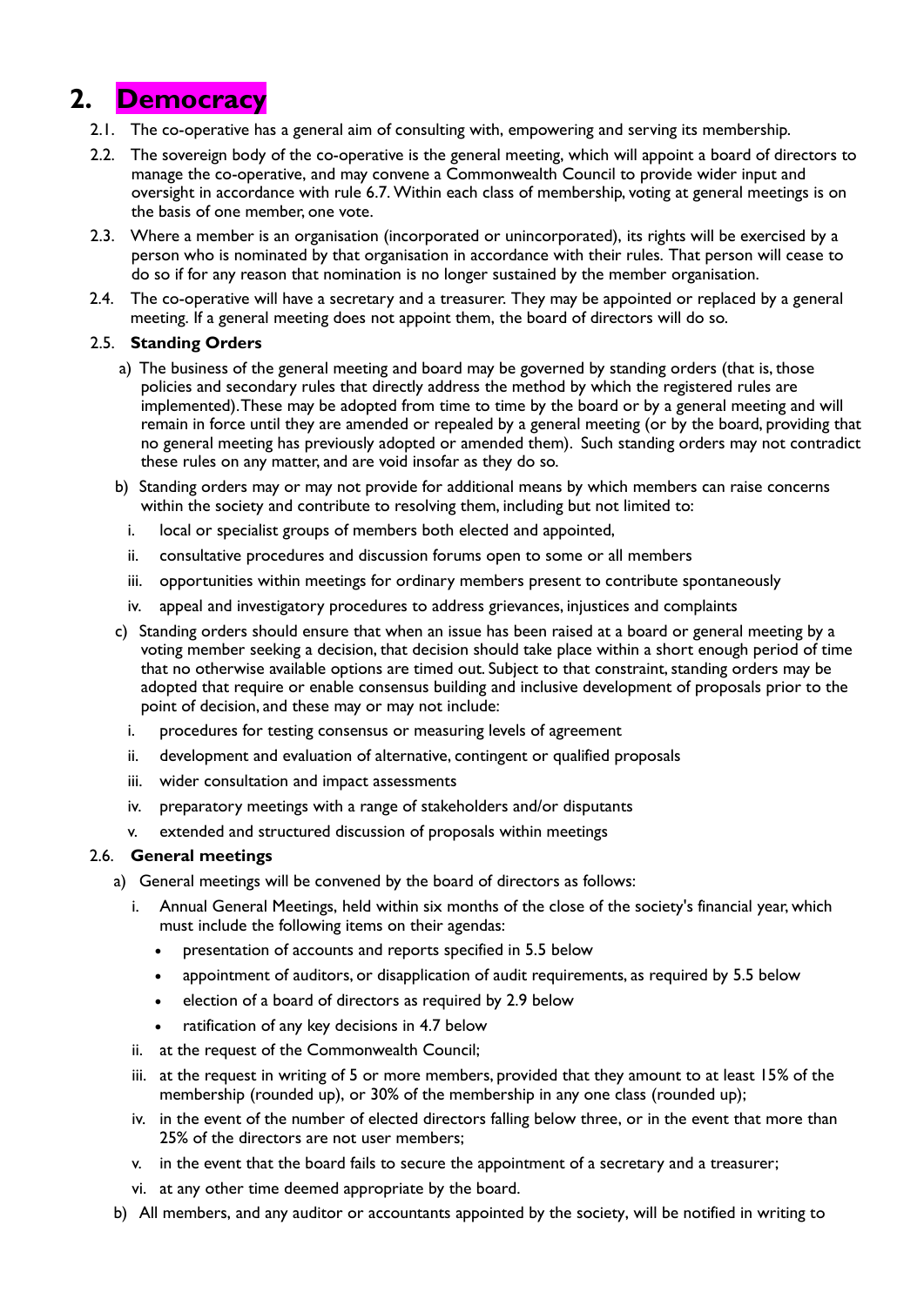# 2. Democracy

2.1. The co-operative has a general aim of consulting with, empowering and serving its membership.

2.2. The sovereign body of the co-operative is the general meeting, which will appoint a board of directors to manage the co-operative, and may convene a Commonwealth Council to provide wider input and oversight in accordance with rule 6.7. Within each class of membership, voting at general meetings is on the basis of one member, one vote.

2.3. Where a member is an organisation (incorporated or unincorporated), its rights will be exercised by a person who is nominated by that organisation in accordance with their rules. That person will cease to do so if for any reason that nomination is no longer sustained by the member organisation.

2.4. The co-operative will have a secretary and a treasurer. They may be appointed or replaced by a general meeting. If a general meeting does not appoint them, the board of directors will do so.

2.5. **Standing Orders**

a) The business of the general meeting and board may be governed by standing orders (that is, those policies and secondary rules that directly address the method by which the registered rules are implemented). These may be adopted from time to time by the board or by a general meeting and will remain in force until they are amended or repealed by a general meeting (or by the board, providing that no general meeting has previously adopted or amended them). Such standing orders may not contradict these rules on any matter, and are void insofar as they do so.

b) Standing orders may or may not provide for additional means by which members can raise concerns within the society and contribute to resolving them, including but not limited to:

   i. local or specialist groups of members both elected and appointed,
   ii. consultative procedures and discussion forums open to some or all members
   iii. opportunities within meetings for ordinary members present to contribute spontaneously
   iv. appeal and investigatory procedures to address grievances, injustices and complaints

c) Standing orders should ensure that when an issue has been raised at a board or general meeting by a voting member seeking a decision, that decision should take place within a short enough period of time that no otherwise available options are timed out. Subject to that constraint, standing orders may be adopted that require or enable consensus building and inclusive development of proposals prior to the point of decision, and these may or may not include:

   i. procedures for testing consensus or measuring levels of agreement
   ii. development and evaluation of alternative, contingent or qualified proposals
   iii. wider consultation and impact assessments
   iv. preparatory meetings with a range of stakeholders and/or disputants
   v. extended and structured discussion of proposals within meetings

2.6. **General meetings**

a) General meetings will be convened by the board of directors as follows:

   i. Annual General Meetings, held within six months of the close of the society's financial year, which must include the following items on their agendas:
      - presentation of accounts and reports specified in 5.5 below
      - appointment of auditors, or disapplication of audit requirements, as required by 5.5 below
      - election of a board of directors as required by 2.9 below
      - ratification of any key decisions in 4.7 below
   ii. at the request of the Commonwealth Council;
   iii. at the request in writing of 5 or more members, provided that they amount to at least 15% of the membership (rounded up), or 30% of the membership in any one class (rounded up);
   iv. in the event of the number of elected directors falling below three, or in the event that more than 25% of the directors are not user members;
   v. in the event that the board fails to secure the appointment of a secretary and a treasurer;
   vi. at any other time deemed appropriate by the board.

b) All members, and any auditor or accountants appointed by the society, will be notified in writing to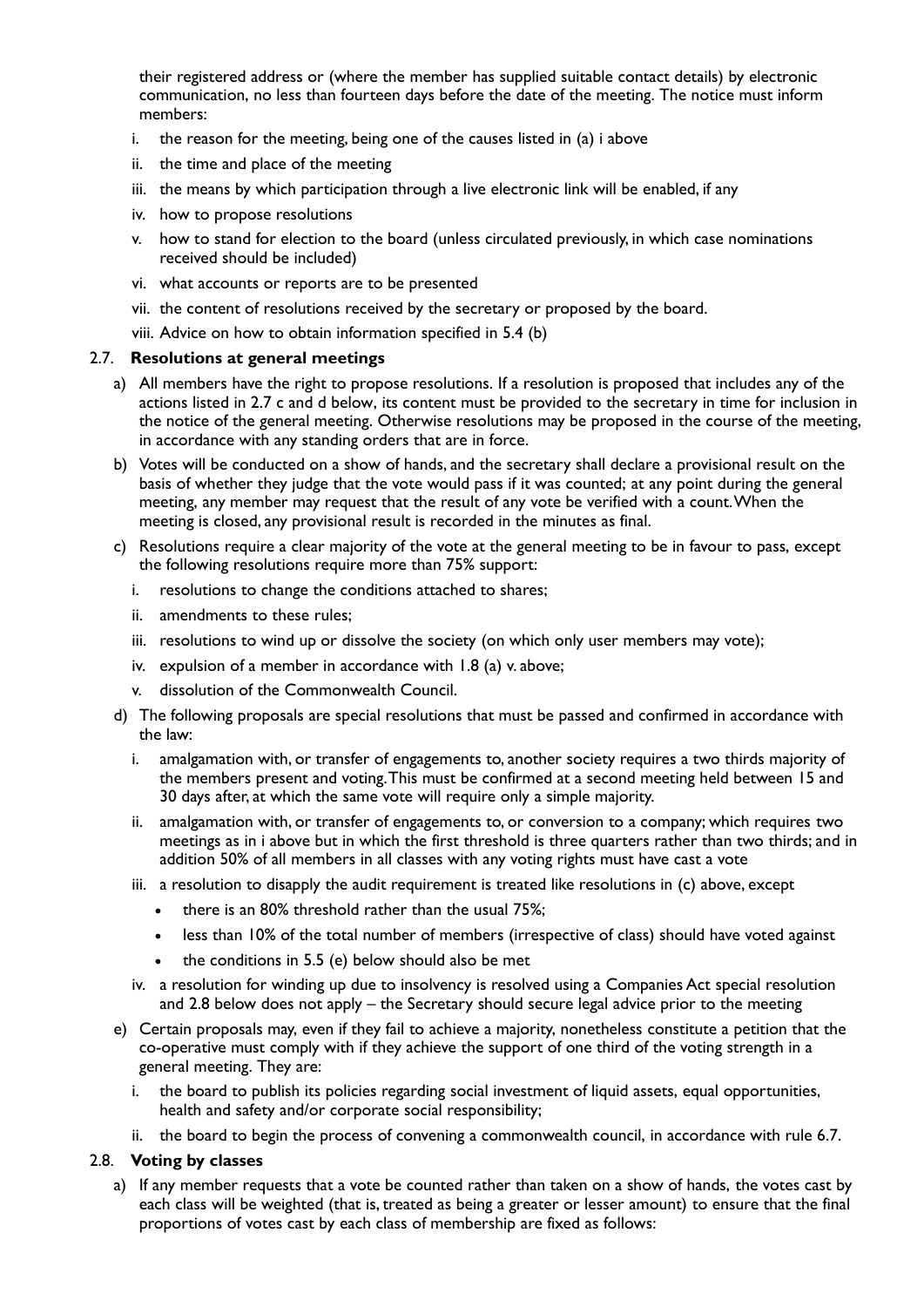their registered address or (where the member has supplied suitable contact details) by electronic communication, no less than fourteen days before the date of the meeting. The notice must inform members:

i. the reason for the meeting, being one of the causes listed in (a) i above
ii. the time and place of the meeting
iii. the means by which participation through a live electronic link will be enabled, if any
iv. how to propose resolutions
v. how to stand for election to the board (unless circulated previously, in which case nominations received should be included)
vi. what accounts or reports are to be presented
vii. the content of resolutions received by the secretary or proposed by the board.
viii. Advice on how to obtain information specified in 5.4 (b)

### 2.7. Resolutions at general meetings

a) All members have the right to propose resolutions. If a resolution is proposed that includes any of the actions listed in 2.7 c and d below, its content must be provided to the secretary in time for inclusion in the notice of the general meeting. Otherwise resolutions may be proposed in the course of the meeting, in accordance with any standing orders that are in force.

b) Votes will be conducted on a show of hands, and the secretary shall declare a provisional result on the basis of whether they judge that the vote would pass if it was counted; at any point during the general meeting, any member may request that the result of any vote be verified with a count. When the meeting is closed, any provisional result is recorded in the minutes as final.

c) Resolutions require a clear majority of the vote at the general meeting to be in favour to pass, except the following resolutions require more than 75% support:

   i. resolutions to change the conditions attached to shares;
   ii. amendments to these rules;
   iii. resolutions to wind up or dissolve the society (on which only user members may vote);
   iv. expulsion of a member in accordance with 1.8 (a) v. above;
   v. dissolution of the Commonwealth Council.

d) The following proposals are special resolutions that must be passed and confirmed in accordance with the law:

   i. amalgamation with, or transfer of engagements to, another society requires a two thirds majority of the members present and voting. This must be confirmed at a second meeting held between 15 and 30 days after, at which the same vote will require only a simple majority.
   ii. amalgamation with, or transfer of engagements to, or conversion to a company; which requires two meetings as in i above but in which the first threshold is three quarters rather than two thirds; and in addition 50% of all members in all classes with any voting rights must have cast a vote
   iii. a resolution to disapply the audit requirement is treated like resolutions in (c) above, except
      - there is an 80% threshold rather than the usual 75%;
      - less than 10% of the total number of members (irrespective of class) should have voted against
      - the conditions in 5.5 (e) below should also be met
   iv. a resolution for winding up due to insolvency is resolved using a Companies Act special resolution and 2.8 below does not apply – the Secretary should secure legal advice prior to the meeting

e) Certain proposals may, even if they fail to achieve a majority, nonetheless constitute a petition that the co-operative must comply with if they achieve the support of one third of the voting strength in a general meeting. They are:

   i. the board to publish its policies regarding social investment of liquid assets, equal opportunities, health and safety and/or corporate social responsibility;
   ii. the board to begin the process of convening a commonwealth council, in accordance with rule 6.7.

### 2.8. Voting by classes

a) If any member requests that a vote be counted rather than taken on a show of hands, the votes cast by each class will be weighted (that is, treated as being a greater or lesser amount) to ensure that the final proportions of votes cast by each class of membership are fixed as follows: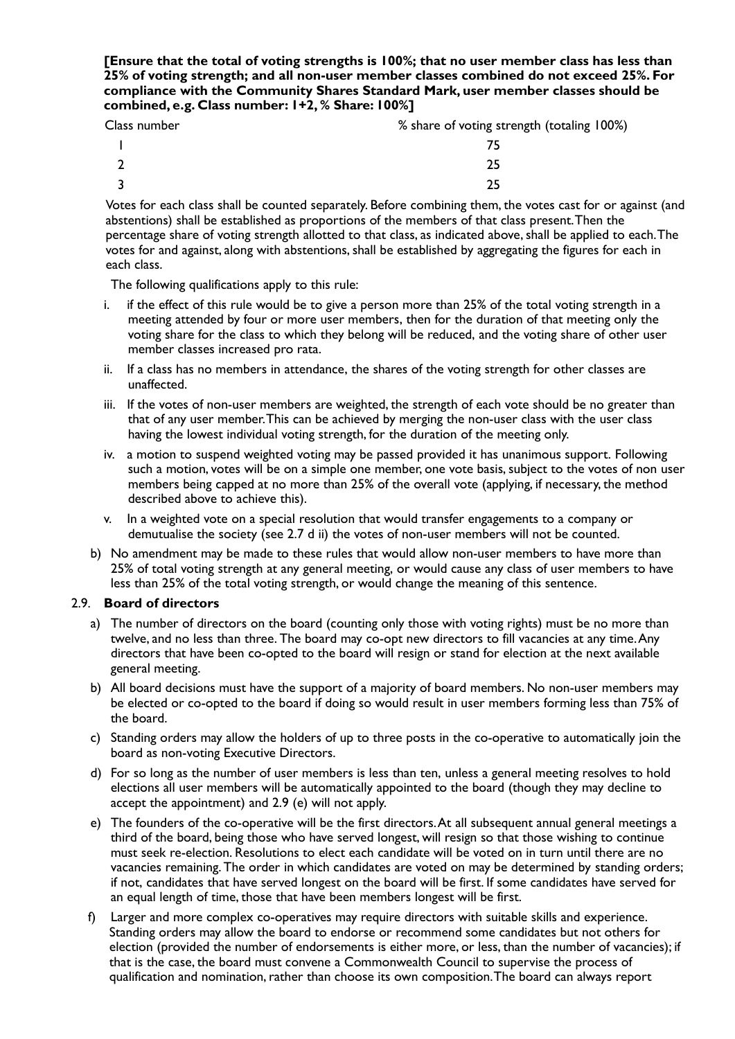**[Ensure that the total of voting strengths is 100%; that no user member class has less than 25% of voting strength; and all non-user member classes combined do not exceed 25%. For compliance with the Community Shares Standard Mark, user member classes should be combined, e.g. Class number: 1+2, % Share: 100%]**

| Class number | % share of voting strength (totaling 100%) |
|---|---|
| 1 | 75 |
| 2 | 25 |
| 3 | 25 |

Votes for each class shall be counted separately. Before combining them, the votes cast for or against (and abstentions) shall be established as proportions of the members of that class present. Then the percentage share of voting strength allotted to that class, as indicated above, shall be applied to each. The votes for and against, along with abstentions, shall be established by aggregating the figures for each in each class.

The following qualifications apply to this rule:

i. if the effect of this rule would be to give a person more than 25% of the total voting strength in a meeting attended by four or more user members, then for the duration of that meeting only the voting share for the class to which they belong will be reduced, and the voting share of other user member classes increased pro rata.

ii. If a class has no members in attendance, the shares of the voting strength for other classes are unaffected.

iii. If the votes of non-user members are weighted, the strength of each vote should be no greater than that of any user member. This can be achieved by merging the non-user class with the user class having the lowest individual voting strength, for the duration of the meeting only.

iv. a motion to suspend weighted voting may be passed provided it has unanimous support. Following such a motion, votes will be on a simple one member, one vote basis, subject to the votes of non user members being capped at no more than 25% of the overall vote (applying, if necessary, the method described above to achieve this).

v. In a weighted vote on a special resolution that would transfer engagements to a company or demutualise the society (see 2.7 d ii) the votes of non-user members will not be counted.

b) No amendment may be made to these rules that would allow non-user members to have more than 25% of total voting strength at any general meeting, or would cause any class of user members to have less than 25% of the total voting strength, or would change the meaning of this sentence.

### 2.9. Board of directors

a) The number of directors on the board (counting only those with voting rights) must be no more than twelve, and no less than three. The board may co-opt new directors to fill vacancies at any time. Any directors that have been co-opted to the board will resign or stand for election at the next available general meeting.

b) All board decisions must have the support of a majority of board members. No non-user members may be elected or co-opted to the board if doing so would result in user members forming less than 75% of the board.

c) Standing orders may allow the holders of up to three posts in the co-operative to automatically join the board as non-voting Executive Directors.

d) For so long as the number of user members is less than ten, unless a general meeting resolves to hold elections all user members will be automatically appointed to the board (though they may decline to accept the appointment) and 2.9 (e) will not apply.

e) The founders of the co-operative will be the first directors. At all subsequent annual general meetings a third of the board, being those who have served longest, will resign so that those wishing to continue must seek re-election. Resolutions to elect each candidate will be voted on in turn until there are no vacancies remaining. The order in which candidates are voted on may be determined by standing orders; if not, candidates that have served longest on the board will be first. If some candidates have served for an equal length of time, those that have been members longest will be first.

f) Larger and more complex co-operatives may require directors with suitable skills and experience. Standing orders may allow the board to endorse or recommend some candidates but not others for election (provided the number of endorsements is either more, or less, than the number of vacancies); if that is the case, the board must convene a Commonwealth Council to supervise the process of qualification and nomination, rather than choose its own composition. The board can always report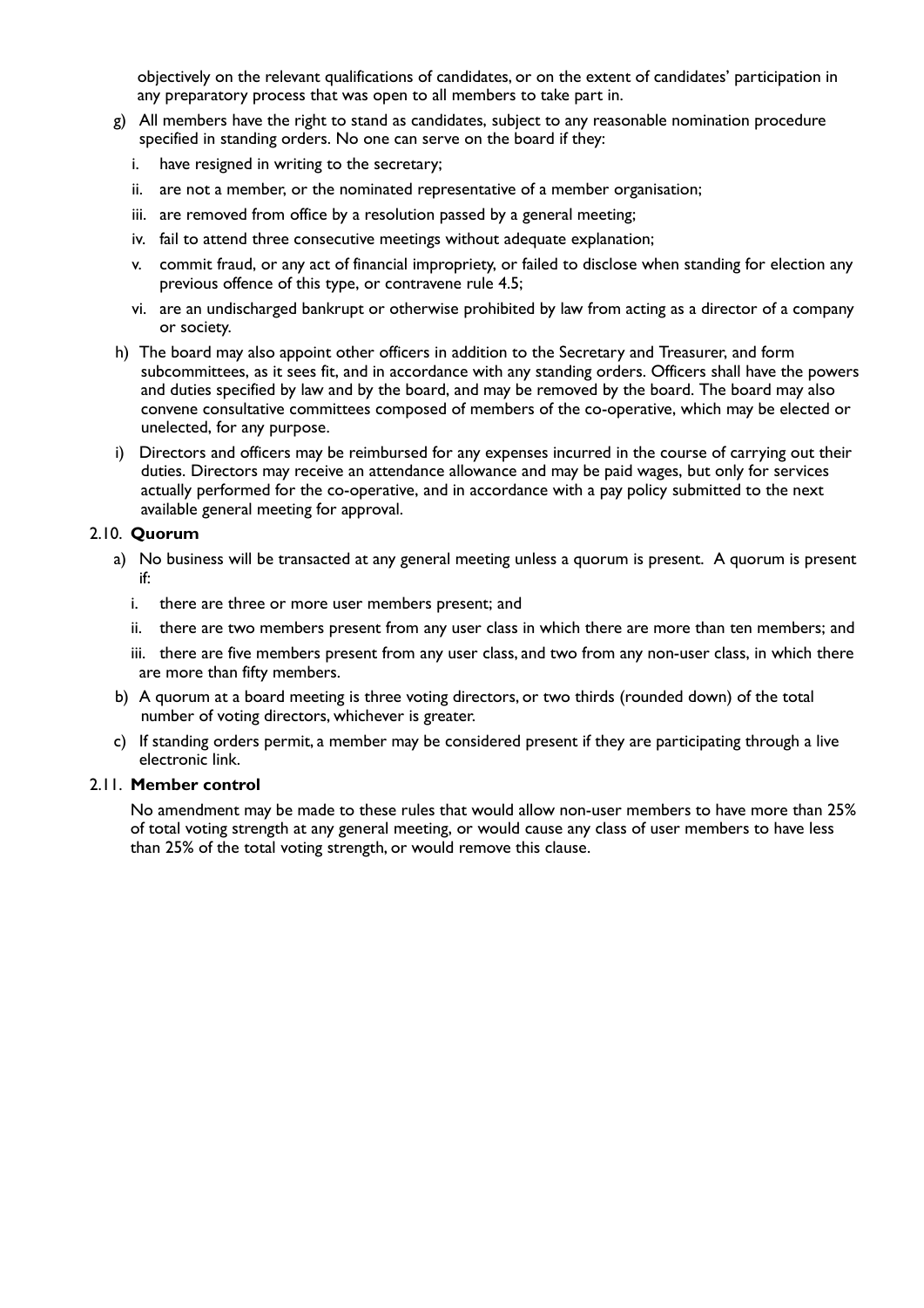objectively on the relevant qualifications of candidates, or on the extent of candidates' participation in any preparatory process that was open to all members to take part in.

g) All members have the right to stand as candidates, subject to any reasonable nomination procedure specified in standing orders. No one can serve on the board if they:

   i. have resigned in writing to the secretary;

   ii. are not a member, or the nominated representative of a member organisation;

   iii. are removed from office by a resolution passed by a general meeting;

   iv. fail to attend three consecutive meetings without adequate explanation;

   v. commit fraud, or any act of financial impropriety, or failed to disclose when standing for election any previous offence of this type, or contravene rule 4.5;

   vi. are an undischarged bankrupt or otherwise prohibited by law from acting as a director of a company or society.

h) The board may also appoint other officers in addition to the Secretary and Treasurer, and form subcommittees, as it sees fit, and in accordance with any standing orders. Officers shall have the powers and duties specified by law and by the board, and may be removed by the board. The board may also convene consultative committees composed of members of the co-operative, which may be elected or unelected, for any purpose.

i) Directors and officers may be reimbursed for any expenses incurred in the course of carrying out their duties. Directors may receive an attendance allowance and may be paid wages, but only for services actually performed for the co-operative, and in accordance with a pay policy submitted to the next available general meeting for approval.

### 2.10. **Quorum**

a) No business will be transacted at any general meeting unless a quorum is present. A quorum is present if:

   i. there are three or more user members present; and

   ii. there are two members present from any user class in which there are more than ten members; and

   iii. there are five members present from any user class, and two from any non-user class, in which there are more than fifty members.

b) A quorum at a board meeting is three voting directors, or two thirds (rounded down) of the total number of voting directors, whichever is greater.

c) If standing orders permit, a member may be considered present if they are participating through a live electronic link.

### 2.11. **Member control**

No amendment may be made to these rules that would allow non-user members to have more than 25% of total voting strength at any general meeting, or would cause any class of user members to have less than 25% of the total voting strength, or would remove this clause.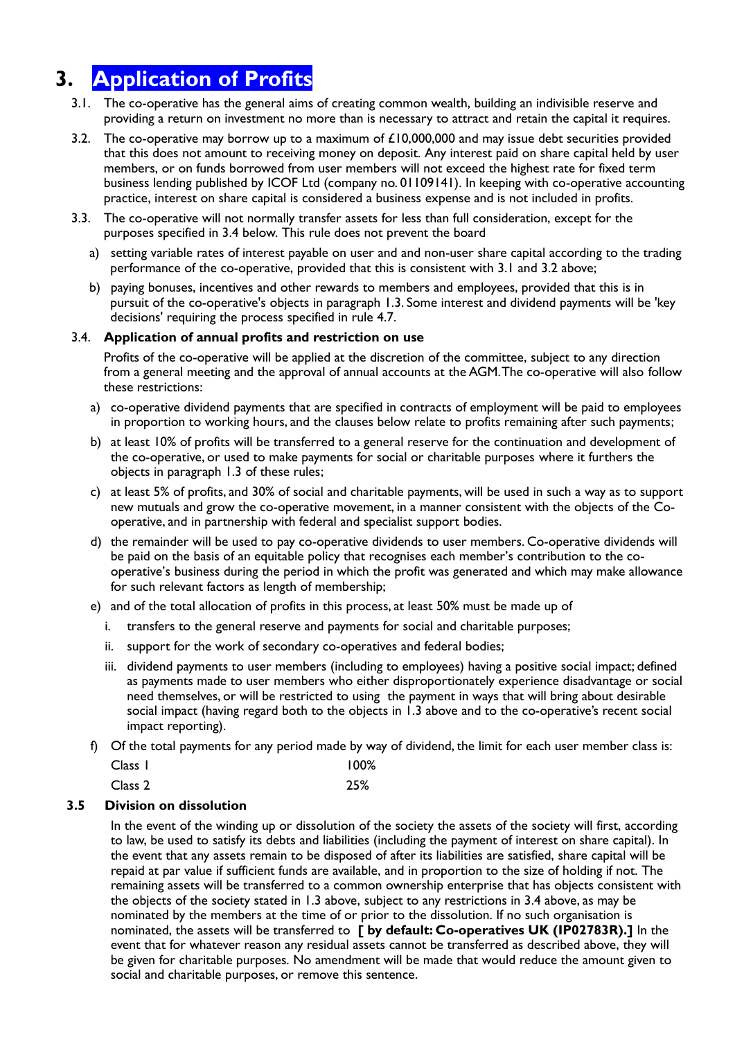# 3. Application of Profits

3.1. The co-operative has the general aims of creating common wealth, building an indivisible reserve and providing a return on investment no more than is necessary to attract and retain the capital it requires.

3.2. The co-operative may borrow up to a maximum of £10,000,000 and may issue debt securities provided that this does not amount to receiving money on deposit. Any interest paid on share capital held by user members, or on funds borrowed from user members will not exceed the highest rate for fixed term business lending published by ICOF Ltd (company no. 01109141). In keeping with co-operative accounting practice, interest on share capital is considered a business expense and is not included in profits.

3.3. The co-operative will not normally transfer assets for less than full consideration, except for the purposes specified in 3.4 below. This rule does not prevent the board

a) setting variable rates of interest payable on user and and non-user share capital according to the trading performance of the co-operative, provided that this is consistent with 3.1 and 3.2 above;

b) paying bonuses, incentives and other rewards to members and employees, provided that this is in pursuit of the co-operative's objects in paragraph 1.3. Some interest and dividend payments will be 'key decisions' requiring the process specified in rule 4.7.

3.4. **Application of annual profits and restriction on use**

Profits of the co-operative will be applied at the discretion of the committee, subject to any direction from a general meeting and the approval of annual accounts at the AGM. The co-operative will also follow these restrictions:

a) co-operative dividend payments that are specified in contracts of employment will be paid to employees in proportion to working hours, and the clauses below relate to profits remaining after such payments;

b) at least 10% of profits will be transferred to a general reserve for the continuation and development of the co-operative, or used to make payments for social or charitable purposes where it furthers the objects in paragraph 1.3 of these rules;

c) at least 5% of profits, and 30% of social and charitable payments, will be used in such a way as to support new mutuals and grow the co-operative movement, in a manner consistent with the objects of the Co-operative, and in partnership with federal and specialist support bodies.

d) the remainder will be used to pay co-operative dividends to user members. Co-operative dividends will be paid on the basis of an equitable policy that recognises each member's contribution to the co-operative's business during the period in which the profit was generated and which may make allowance for such relevant factors as length of membership;

e) and of the total allocation of profits in this process, at least 50% must be made up of

i. transfers to the general reserve and payments for social and charitable purposes;

ii. support for the work of secondary co-operatives and federal bodies;

iii. dividend payments to user members (including to employees) having a positive social impact; defined as payments made to user members who either disproportionately experience disadvantage or social need themselves, or will be restricted to using the payment in ways that will bring about desirable social impact (having regard both to the objects in 1.3 above and to the co-operative's recent social impact reporting).

f) Of the total payments for any period made by way of dividend, the limit for each user member class is:

| | |
|---|---|
| Class 1 | 100% |
| Class 2 | 25% |

### 3.5 Division on dissolution

In the event of the winding up or dissolution of the society the assets of the society will first, according to law, be used to satisfy its debts and liabilities (including the payment of interest on share capital). In the event that any assets remain to be disposed of after its liabilities are satisfied, share capital will be repaid at par value if sufficient funds are available, and in proportion to the size of holding if not. The remaining assets will be transferred to a common ownership enterprise that has objects consistent with the objects of the society stated in 1.3 above, subject to any restrictions in 3.4 above, as may be nominated by the members at the time of or prior to the dissolution. If no such organisation is nominated, the assets will be transferred to **[ by default: Co-operatives UK (IP02783R).]** In the event that for whatever reason any residual assets cannot be transferred as described above, they will be given for charitable purposes. No amendment will be made that would reduce the amount given to social and charitable purposes, or remove this sentence.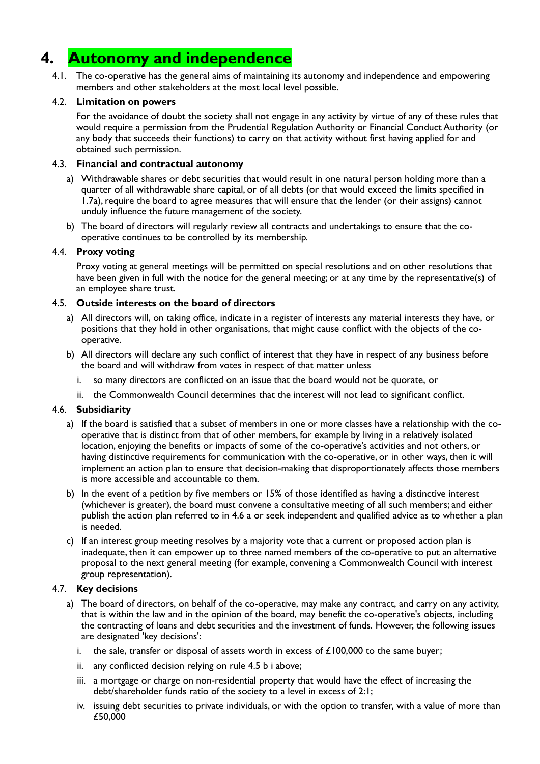# 4. Autonomy and independence

4.1. The co-operative has the general aims of maintaining its autonomy and independence and empowering members and other stakeholders at the most local level possible.

4.2. **Limitation on powers**

For the avoidance of doubt the society shall not engage in any activity by virtue of any of these rules that would require a permission from the Prudential Regulation Authority or Financial Conduct Authority (or any body that succeeds their functions) to carry on that activity without first having applied for and obtained such permission.

4.3. **Financial and contractual autonomy**

a) Withdrawable shares or debt securities that would result in one natural person holding more than a quarter of all withdrawable share capital, or of all debts (or that would exceed the limits specified in 1.7a), require the board to agree measures that will ensure that the lender (or their assigns) cannot unduly influence the future management of the society.

b) The board of directors will regularly review all contracts and undertakings to ensure that the co-operative continues to be controlled by its membership.

4.4. **Proxy voting**

Proxy voting at general meetings will be permitted on special resolutions and on other resolutions that have been given in full with the notice for the general meeting; or at any time by the representative(s) of an employee share trust.

4.5. **Outside interests on the board of directors**

a) All directors will, on taking office, indicate in a register of interests any material interests they have, or positions that they hold in other organisations, that might cause conflict with the objects of the co-operative.

b) All directors will declare any such conflict of interest that they have in respect of any business before the board and will withdraw from votes in respect of that matter unless

   i. so many directors are conflicted on an issue that the board would not be quorate, or

   ii. the Commonwealth Council determines that the interest will not lead to significant conflict.

4.6. **Subsidiarity**

a) If the board is satisfied that a subset of members in one or more classes have a relationship with the co-operative that is distinct from that of other members, for example by living in a relatively isolated location, enjoying the benefits or impacts of some of the co-operative's activities and not others, or having distinctive requirements for communication with the co-operative, or in other ways, then it will implement an action plan to ensure that decision-making that disproportionately affects those members is more accessible and accountable to them.

b) In the event of a petition by five members or 15% of those identified as having a distinctive interest (whichever is greater), the board must convene a consultative meeting of all such members; and either publish the action plan referred to in 4.6 a or seek independent and qualified advice as to whether a plan is needed.

c) If an interest group meeting resolves by a majority vote that a current or proposed action plan is inadequate, then it can empower up to three named members of the co-operative to put an alternative proposal to the next general meeting (for example, convening a Commonwealth Council with interest group representation).

4.7. **Key decisions**

a) The board of directors, on behalf of the co-operative, may make any contract, and carry on any activity, that is within the law and in the opinion of the board, may benefit the co-operative's objects, including the contracting of loans and debt securities and the investment of funds. However, the following issues are designated 'key decisions':

   i. the sale, transfer or disposal of assets worth in excess of £100,000 to the same buyer;

   ii. any conflicted decision relying on rule 4.5 b i above;

   iii. a mortgage or charge on non-residential property that would have the effect of increasing the debt/shareholder funds ratio of the society to a level in excess of 2:1;

   iv. issuing debt securities to private individuals, or with the option to transfer, with a value of more than £50,000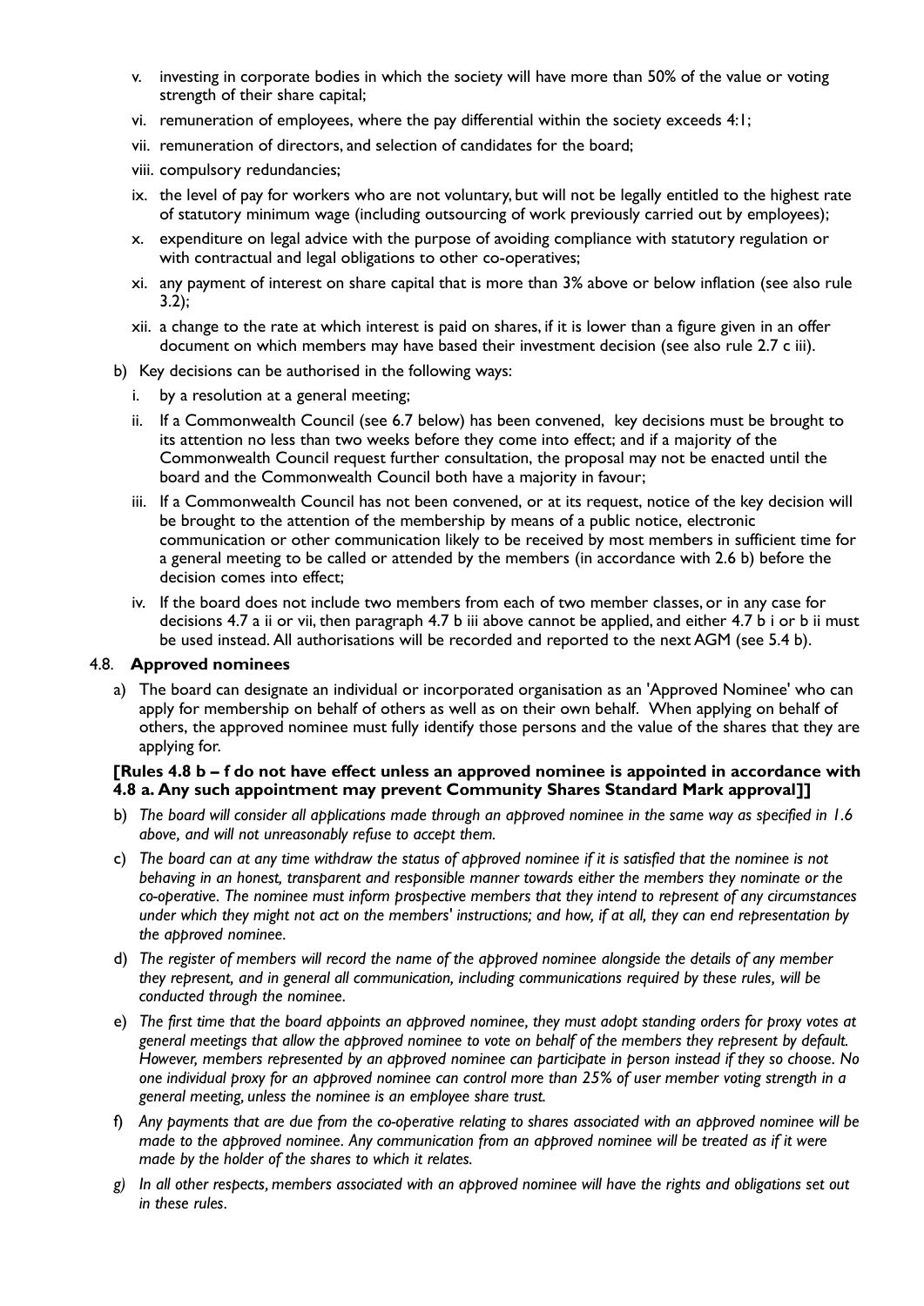v. investing in corporate bodies in which the society will have more than 50% of the value or voting strength of their share capital;
vi. remuneration of employees, where the pay differential within the society exceeds 4:1;
vii. remuneration of directors, and selection of candidates for the board;
viii. compulsory redundancies;
ix. the level of pay for workers who are not voluntary, but will not be legally entitled to the highest rate of statutory minimum wage (including outsourcing of work previously carried out by employees);
x. expenditure on legal advice with the purpose of avoiding compliance with statutory regulation or with contractual and legal obligations to other co-operatives;
xi. any payment of interest on share capital that is more than 3% above or below inflation (see also rule 3.2);
xii. a change to the rate at which interest is paid on shares, if it is lower than a figure given in an offer document on which members may have based their investment decision (see also rule 2.7 c iii).

b) Key decisions can be authorised in the following ways:
   i. by a resolution at a general meeting;
   ii. If a Commonwealth Council (see 6.7 below) has been convened, key decisions must be brought to its attention no less than two weeks before they come into effect; and if a majority of the Commonwealth Council request further consultation, the proposal may not be enacted until the board and the Commonwealth Council both have a majority in favour;
   iii. If a Commonwealth Council has not been convened, or at its request, notice of the key decision will be brought to the attention of the membership by means of a public notice, electronic communication or other communication likely to be received by most members in sufficient time for a general meeting to be called or attended by the members (in accordance with 2.6 b) before the decision comes into effect;
   iv. If the board does not include two members from each of two member classes, or in any case for decisions 4.7 a ii or vii, then paragraph 4.7 b iii above cannot be applied, and either 4.7 b i or b ii must be used instead. All authorisations will be recorded and reported to the next AGM (see 5.4 b).

### 4.8. Approved nominees

a) The board can designate an individual or incorporated organisation as an 'Approved Nominee' who can apply for membership on behalf of others as well as on their own behalf. When applying on behalf of others, the approved nominee must fully identify those persons and the value of the shares that they are applying for.

**[Rules 4.8 b – f do not have effect unless an approved nominee is appointed in accordance with 4.8 a. Any such appointment may prevent Community Shares Standard Mark approval]]**

b) *The board will consider all applications made through an approved nominee in the same way as specified in 1.6 above, and will not unreasonably refuse to accept them.*

c) *The board can at any time withdraw the status of approved nominee if it is satisfied that the nominee is not behaving in an honest, transparent and responsible manner towards either the members they nominate or the co-operative. The nominee must inform prospective members that they intend to represent of any circumstances under which they might not act on the members' instructions; and how, if at all, they can end representation by the approved nominee.*

d) *The register of members will record the name of the approved nominee alongside the details of any member they represent, and in general all communication, including communications required by these rules, will be conducted through the nominee.*

e) *The first time that the board appoints an approved nominee, they must adopt standing orders for proxy votes at general meetings that allow the approved nominee to vote on behalf of the members they represent by default. However, members represented by an approved nominee can participate in person instead if they so choose. No one individual proxy for an approved nominee can control more than 25% of user member voting strength in a general meeting, unless the nominee is an employee share trust.*

f) *Any payments that are due from the co-operative relating to shares associated with an approved nominee will be made to the approved nominee. Any communication from an approved nominee will be treated as if it were made by the holder of the shares to which it relates.*

g) *In all other respects, members associated with an approved nominee will have the rights and obligations set out in these rules.*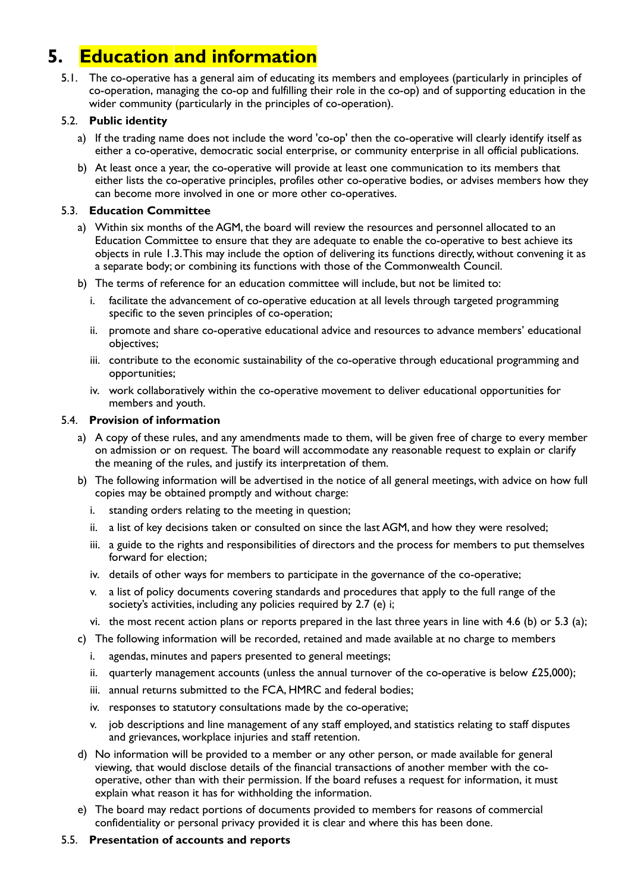# 5. Education and information

5.1. The co-operative has a general aim of educating its members and employees (particularly in principles of co-operation, managing the co-op and fulfilling their role in the co-op) and of supporting education in the wider community (particularly in the principles of co-operation).

### 5.2. Public identity

a) If the trading name does not include the word 'co-op' then the co-operative will clearly identify itself as either a co-operative, democratic social enterprise, or community enterprise in all official publications.

b) At least once a year, the co-operative will provide at least one communication to its members that either lists the co-operative principles, profiles other co-operative bodies, or advises members how they can become more involved in one or more other co-operatives.

### 5.3. Education Committee

a) Within six months of the AGM, the board will review the resources and personnel allocated to an Education Committee to ensure that they are adequate to enable the co-operative to best achieve its objects in rule 1.3. This may include the option of delivering its functions directly, without convening it as a separate body; or combining its functions with those of the Commonwealth Council.

b) The terms of reference for an education committee will include, but not be limited to:

   i. facilitate the advancement of co-operative education at all levels through targeted programming specific to the seven principles of co-operation;

   ii. promote and share co-operative educational advice and resources to advance members' educational objectives;

   iii. contribute to the economic sustainability of the co-operative through educational programming and opportunities;

   iv. work collaboratively within the co-operative movement to deliver educational opportunities for members and youth.

### 5.4. Provision of information

a) A copy of these rules, and any amendments made to them, will be given free of charge to every member on admission or on request. The board will accommodate any reasonable request to explain or clarify the meaning of the rules, and justify its interpretation of them.

b) The following information will be advertised in the notice of all general meetings, with advice on how full copies may be obtained promptly and without charge:

   i. standing orders relating to the meeting in question;

   ii. a list of key decisions taken or consulted on since the last AGM, and how they were resolved;

   iii. a guide to the rights and responsibilities of directors and the process for members to put themselves forward for election;

   iv. details of other ways for members to participate in the governance of the co-operative;

   v. a list of policy documents covering standards and procedures that apply to the full range of the society's activities, including any policies required by 2.7 (e) i;

   vi. the most recent action plans or reports prepared in the last three years in line with 4.6 (b) or 5.3 (a);

c) The following information will be recorded, retained and made available at no charge to members

   i. agendas, minutes and papers presented to general meetings;

   ii. quarterly management accounts (unless the annual turnover of the co-operative is below £25,000);

   iii. annual returns submitted to the FCA, HMRC and federal bodies;

   iv. responses to statutory consultations made by the co-operative;

   v. job descriptions and line management of any staff employed, and statistics relating to staff disputes and grievances, workplace injuries and staff retention.

d) No information will be provided to a member or any other person, or made available for general viewing, that would disclose details of the financial transactions of another member with the co-operative, other than with their permission. If the board refuses a request for information, it must explain what reason it has for withholding the information.

e) The board may redact portions of documents provided to members for reasons of commercial confidentiality or personal privacy provided it is clear and where this has been done.

### 5.5. Presentation of accounts and reports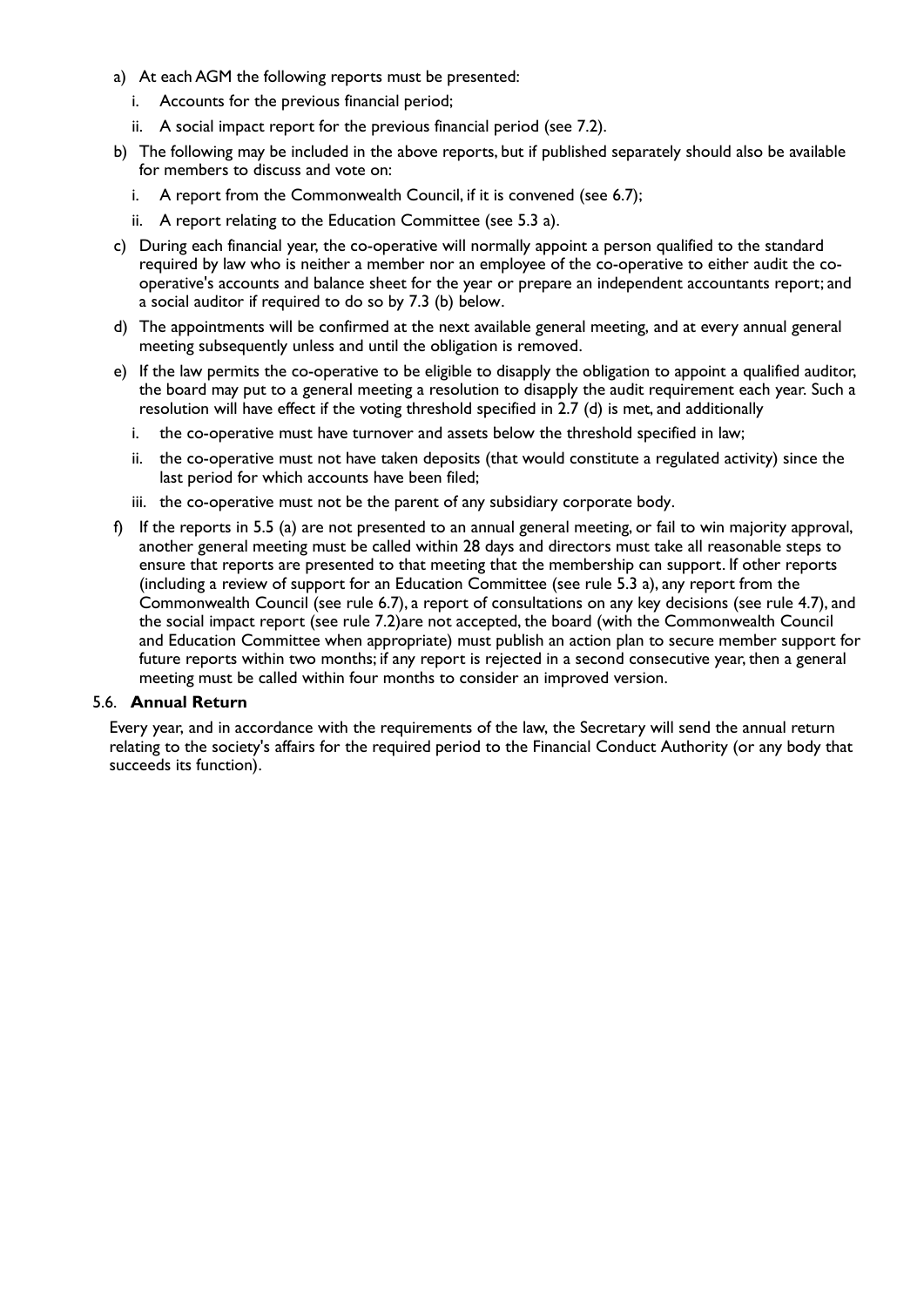a) At each AGM the following reports must be presented:
   i. Accounts for the previous financial period;
   ii. A social impact report for the previous financial period (see 7.2).
b) The following may be included in the above reports, but if published separately should also be available for members to discuss and vote on:
   i. A report from the Commonwealth Council, if it is convened (see 6.7);
   ii. A report relating to the Education Committee (see 5.3 a).
c) During each financial year, the co-operative will normally appoint a person qualified to the standard required by law who is neither a member nor an employee of the co-operative to either audit the co-operative's accounts and balance sheet for the year or prepare an independent accountants report; and a social auditor if required to do so by 7.3 (b) below.
d) The appointments will be confirmed at the next available general meeting, and at every annual general meeting subsequently unless and until the obligation is removed.
e) If the law permits the co-operative to be eligible to disapply the obligation to appoint a qualified auditor, the board may put to a general meeting a resolution to disapply the audit requirement each year. Such a resolution will have effect if the voting threshold specified in 2.7 (d) is met, and additionally
   i. the co-operative must have turnover and assets below the threshold specified in law;
   ii. the co-operative must not have taken deposits (that would constitute a regulated activity) since the last period for which accounts have been filed;
   iii. the co-operative must not be the parent of any subsidiary corporate body.
f) If the reports in 5.5 (a) are not presented to an annual general meeting, or fail to win majority approval, another general meeting must be called within 28 days and directors must take all reasonable steps to ensure that reports are presented to that meeting that the membership can support. If other reports (including a review of support for an Education Committee (see rule 5.3 a), any report from the Commonwealth Council (see rule 6.7), a report of consultations on any key decisions (see rule 4.7), and the social impact report (see rule 7.2)are not accepted, the board (with the Commonwealth Council and Education Committee when appropriate) must publish an action plan to secure member support for future reports within two months; if any report is rejected in a second consecutive year, then a general meeting must be called within four months to consider an improved version.

### 5.6. **Annual Return**

Every year, and in accordance with the requirements of the law, the Secretary will send the annual return relating to the society's affairs for the required period to the Financial Conduct Authority (or any body that succeeds its function).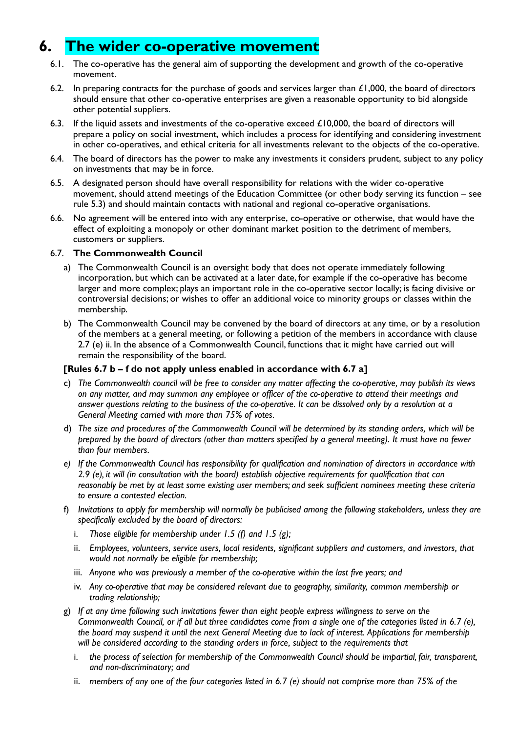# 6. The wider co-operative movement

6.1. The co-operative has the general aim of supporting the development and growth of the co-operative movement.

6.2. In preparing contracts for the purchase of goods and services larger than £1,000, the board of directors should ensure that other co-operative enterprises are given a reasonable opportunity to bid alongside other potential suppliers.

6.3. If the liquid assets and investments of the co-operative exceed £10,000, the board of directors will prepare a policy on social investment, which includes a process for identifying and considering investment in other co-operatives, and ethical criteria for all investments relevant to the objects of the co-operative.

6.4. The board of directors has the power to make any investments it considers prudent, subject to any policy on investments that may be in force.

6.5. A designated person should have overall responsibility for relations with the wider co-operative movement, should attend meetings of the Education Committee (or other body serving its function – see rule 5.3) and should maintain contacts with national and regional co-operative organisations.

6.6. No agreement will be entered into with any enterprise, co-operative or otherwise, that would have the effect of exploiting a monopoly or other dominant market position to the detriment of members, customers or suppliers.

6.7. **The Commonwealth Council**

a) The Commonwealth Council is an oversight body that does not operate immediately following incorporation, but which can be activated at a later date, for example if the co-operative has become larger and more complex; plays an important role in the co-operative sector locally; is facing divisive or controversial decisions; or wishes to offer an additional voice to minority groups or classes within the membership.

b) The Commonwealth Council may be convened by the board of directors at any time, or by a resolution of the members at a general meeting, or following a petition of the members in accordance with clause 2.7 (e) ii. In the absence of a Commonwealth Council, functions that it might have carried out will remain the responsibility of the board.

**[Rules 6.7 b – f do not apply unless enabled in accordance with 6.7 a]**

c) *The Commonwealth council will be free to consider any matter affecting the co-operative, may publish its views on any matter, and may summon any employee or officer of the co-operative to attend their meetings and answer questions relating to the business of the co-operative. It can be dissolved only by a resolution at a General Meeting carried with more than 75% of votes.*

d) *The size and procedures of the Commonwealth Council will be determined by its standing orders, which will be prepared by the board of directors (other than matters specified by a general meeting). It must have no fewer than four members.*

e) *If the Commonwealth Council has responsibility for qualification and nomination of directors in accordance with 2.9 (e), it will (in consultation with the board) establish objective requirements for qualification that can reasonably be met by at least some existing user members; and seek sufficient nominees meeting these criteria to ensure a contested election.*

f) *Invitations to apply for membership will normally be publicised among the following stakeholders, unless they are specifically excluded by the board of directors:*

   i. *Those eligible for membership under 1.5 (f) and 1.5 (g);*

   ii. *Employees, volunteers, service users, local residents, significant suppliers and customers, and investors, that would not normally be eligible for membership;*

   iii. *Anyone who was previously a member of the co-operative within the last five years; and*

   iv. *Any co-operative that may be considered relevant due to geography, similarity, common membership or trading relationship;*

g) *If at any time following such invitations fewer than eight people express willingness to serve on the Commonwealth Council, or if all but three candidates come from a single one of the categories listed in 6.7 (e), the board may suspend it until the next General Meeting due to lack of interest. Applications for membership will be considered according to the standing orders in force, subject to the requirements that*

   i. *the process of selection for membership of the Commonwealth Council should be impartial, fair, transparent, and non-discriminatory; and*

   ii. *members of any one of the four categories listed in 6.7 (e) should not comprise more than 75% of the*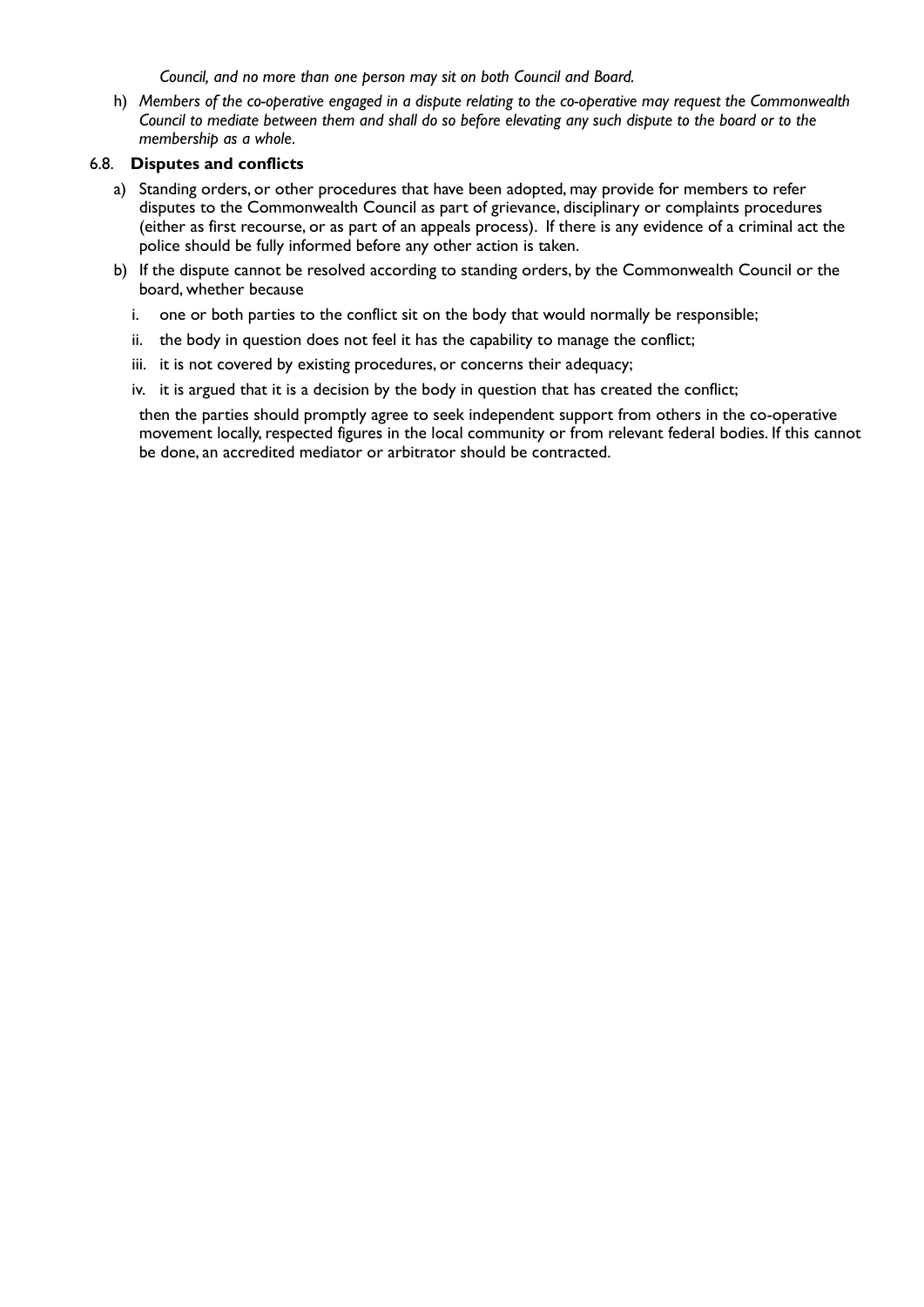*Council, and no more than one person may sit on both Council and Board.*

h) *Members of the co-operative engaged in a dispute relating to the co-operative may request the Commonwealth Council to mediate between them and shall do so before elevating any such dispute to the board or to the membership as a whole.*

### 6.8. **Disputes and conflicts**

a) Standing orders, or other procedures that have been adopted, may provide for members to refer disputes to the Commonwealth Council as part of grievance, disciplinary or complaints procedures (either as first recourse, or as part of an appeals process). If there is any evidence of a criminal act the police should be fully informed before any other action is taken.

b) If the dispute cannot be resolved according to standing orders, by the Commonwealth Council or the board, whether because

   i. one or both parties to the conflict sit on the body that would normally be responsible;

   ii. the body in question does not feel it has the capability to manage the conflict;

   iii. it is not covered by existing procedures, or concerns their adequacy;

   iv. it is argued that it is a decision by the body in question that has created the conflict;

   then the parties should promptly agree to seek independent support from others in the co-operative movement locally, respected figures in the local community or from relevant federal bodies. If this cannot be done, an accredited mediator or arbitrator should be contracted.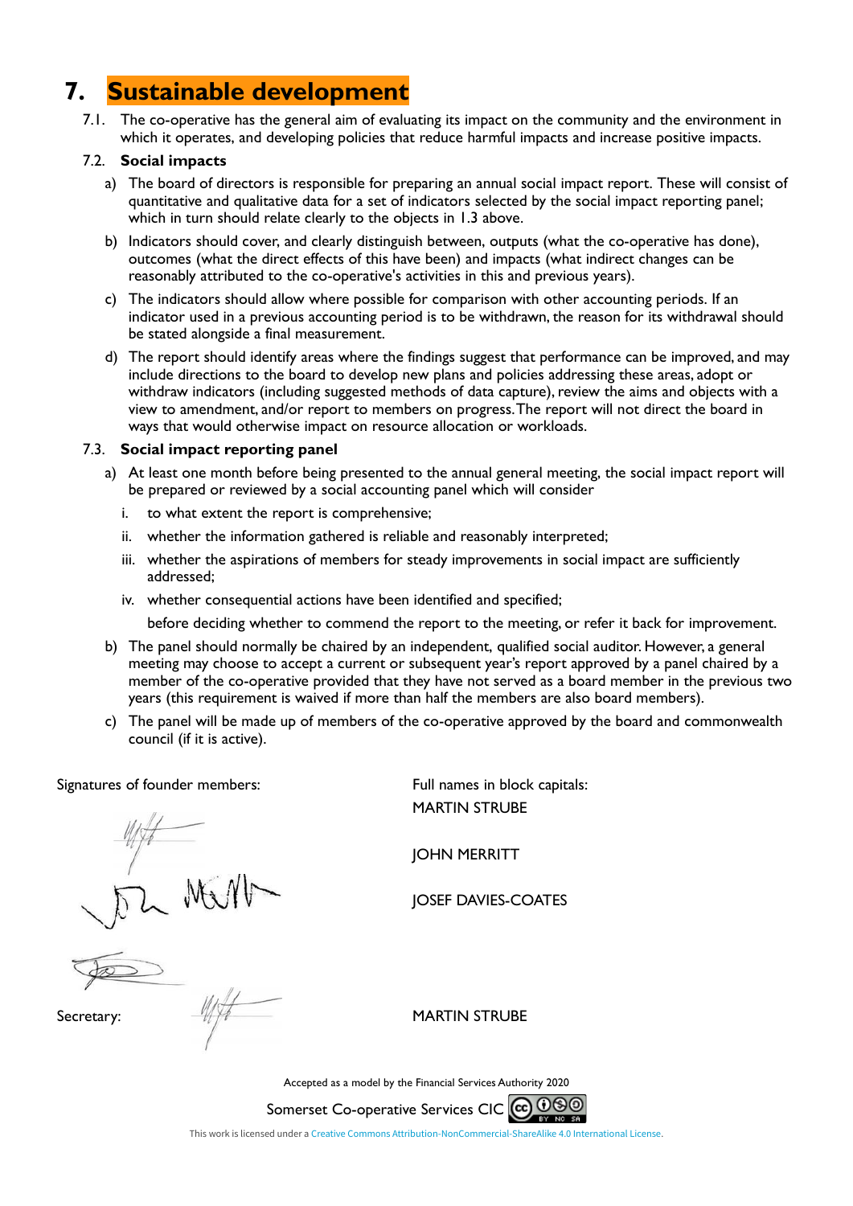# 7. Sustainable development

7.1. The co-operative has the general aim of evaluating its impact on the community and the environment in which it operates, and developing policies that reduce harmful impacts and increase positive impacts.

7.2. **Social impacts**

a) The board of directors is responsible for preparing an annual social impact report. These will consist of quantitative and qualitative data for a set of indicators selected by the social impact reporting panel; which in turn should relate clearly to the objects in 1.3 above.

b) Indicators should cover, and clearly distinguish between, outputs (what the co-operative has done), outcomes (what the direct effects of this have been) and impacts (what indirect changes can be reasonably attributed to the co-operative's activities in this and previous years).

c) The indicators should allow where possible for comparison with other accounting periods. If an indicator used in a previous accounting period is to be withdrawn, the reason for its withdrawal should be stated alongside a final measurement.

d) The report should identify areas where the findings suggest that performance can be improved, and may include directions to the board to develop new plans and policies addressing these areas, adopt or withdraw indicators (including suggested methods of data capture), review the aims and objects with a view to amendment, and/or report to members on progress. The report will not direct the board in ways that would otherwise impact on resource allocation or workloads.

7.3. **Social impact reporting panel**

a) At least one month before being presented to the annual general meeting, the social impact report will be prepared or reviewed by a social accounting panel which will consider

i. to what extent the report is comprehensive;

ii. whether the information gathered is reliable and reasonably interpreted;

iii. whether the aspirations of members for steady improvements in social impact are sufficiently addressed;

iv. whether consequential actions have been identified and specified;

before deciding whether to commend the report to the meeting, or refer it back for improvement.

b) The panel should normally be chaired by an independent, qualified social auditor. However, a general meeting may choose to accept a current or subsequent year's report approved by a panel chaired by a member of the co-operative provided that they have not served as a board member in the previous two years (this requirement is waived if more than half the members are also board members).

c) The panel will be made up of members of the co-operative approved by the board and commonwealth council (if it is active).

| Signatures of founder members: | Full names in block capitals: |
|---|---|
| [signature] | MARTIN STRUBE |
| [signature] | JOHN MERRITT |
| [signature] | JOSEF DAVIES-COATES |
| Secretary: [signature] | MARTIN STRUBE |

Accepted as a model by the Financial Services Authority 2020

Somerset Co-operative Services CIC

This work is licensed under a Creative Commons Attribution-NonCommercial-ShareAlike 4.0 International License.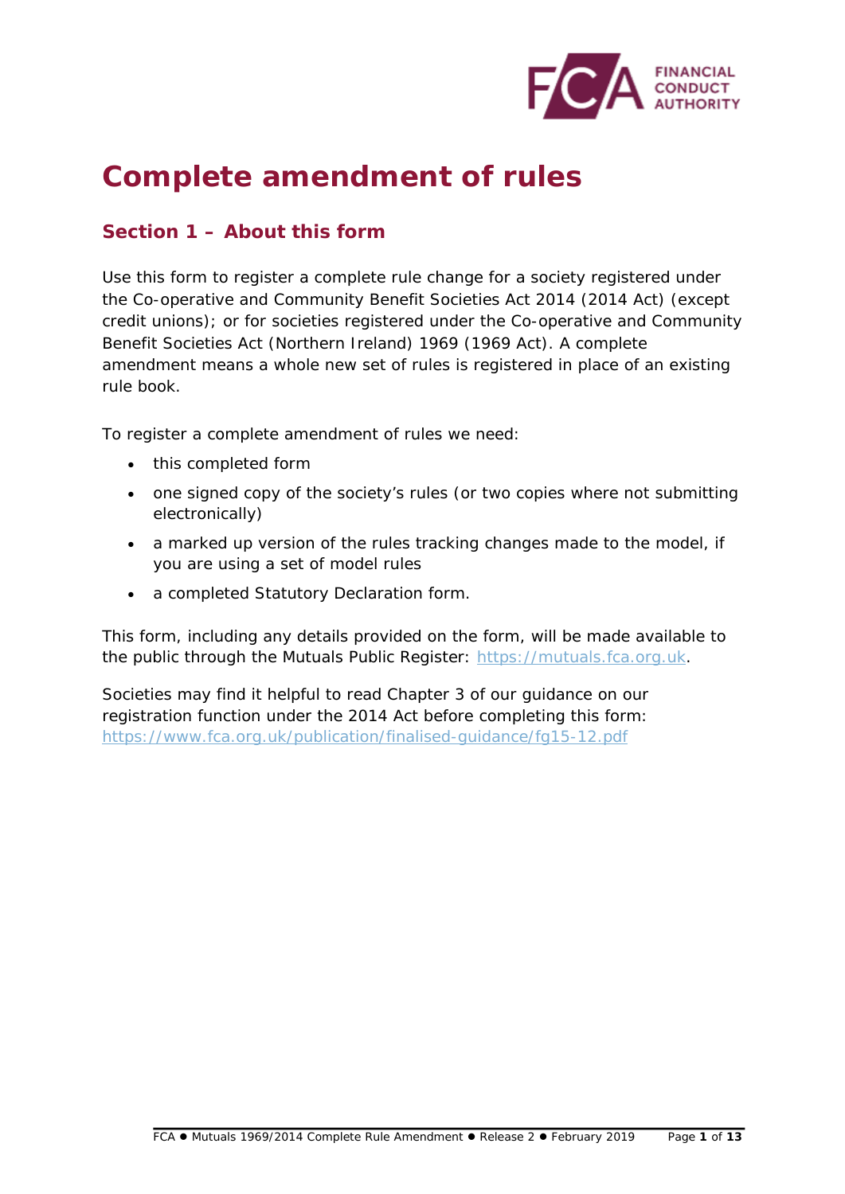# Complete amendment of rules

## Section 1 – About this form

Use this form to register a complete rule change for a society registered under the Co-operative and Community Benefit Societies Act 2014 (2014 Act) (except credit unions); or for societies registered under the Co-operative and Community Benefit Societies Act (Northern Ireland) 1969 (1969 Act). A complete amendment means a whole new set of rules is registered in place of an existing rule book.

To register a complete amendment of rules we need:

- this completed form
- one signed copy of the society's rules (or two copies where not submitting electronically)
- a marked up version of the rules tracking changes made to the model, if you are using a set of model rules
- a completed Statutory Declaration form.

This form, including any details provided on the form, will be made available to the public through the Mutuals Public Register: https://mutuals.fca.org.uk.

Societies may find it helpful to read Chapter 3 of our guidance on our registration function under the 2014 Act before completing this form: https://www.fca.org.uk/publication/finalised-guidance/fg15-12.pdf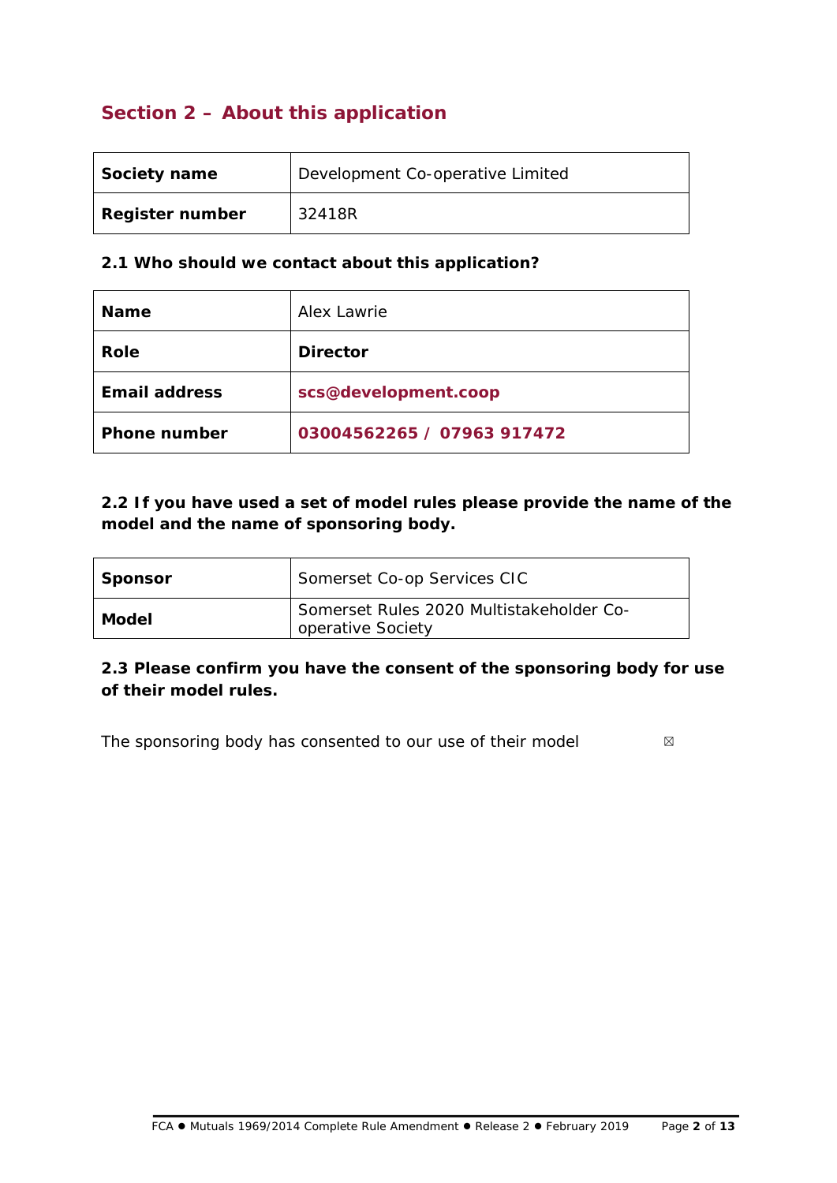## Section 2 – About this application

| Society name | Development Co-operative Limited |
|---|---|
| Register number | 32418R |

### 2.1 Who should we contact about this application?

| Name | Alex Lawrie |
|---|---|
| **Role** | **Director** |
| **Email address** | **scs@development.coop** |
| **Phone number** | **03004562265 / 07963 917472** |

### 2.2 If you have used a set of model rules please provide the name of the model and the name of sponsoring body.

| Sponsor | Somerset Co-op Services CIC |
|---|---|
| **Model** | Somerset Rules 2020 Multistakeholder Co-operative Society |

### 2.3 Please confirm you have the consent of the sponsoring body for use of their model rules.

The sponsoring body has consented to our use of their model ☒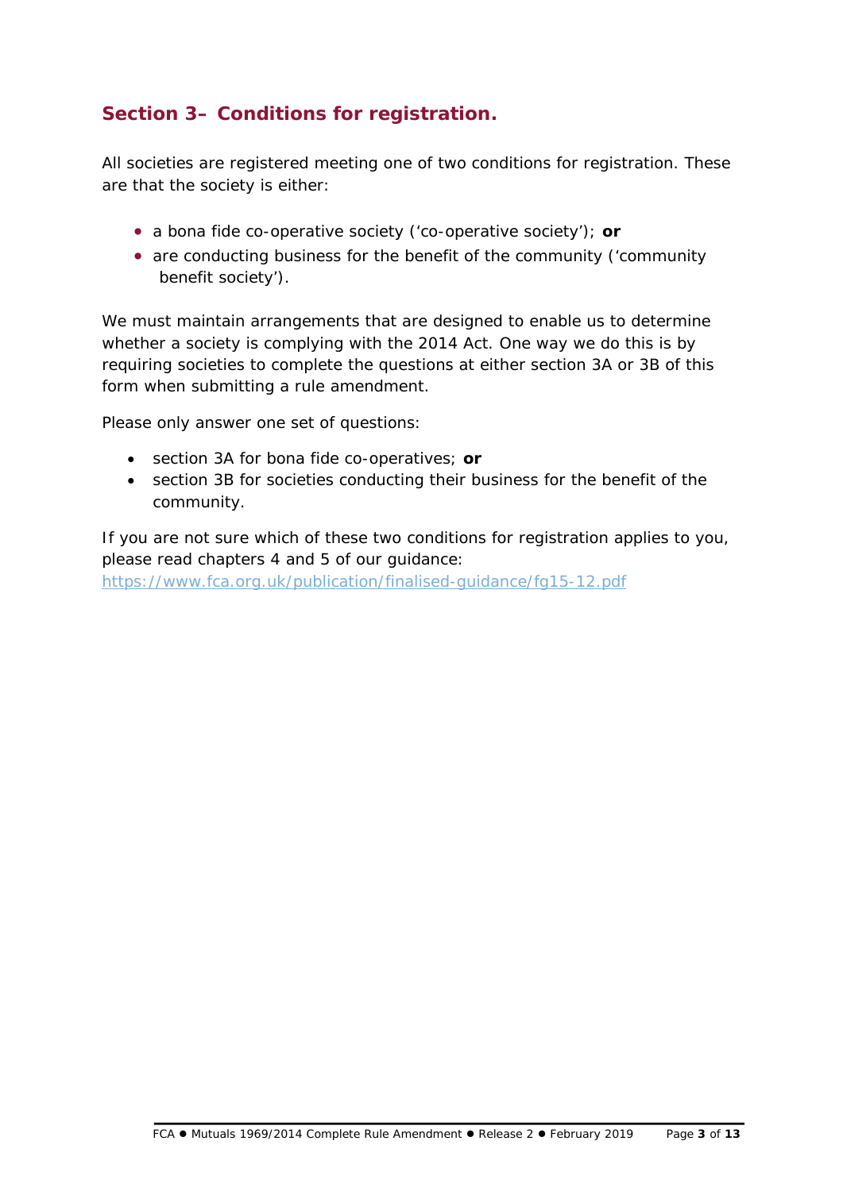## Section 3– Conditions for registration.

All societies are registered meeting one of two conditions for registration. These are that the society is either:

- a bona fide co-operative society ('co-operative society'); **or**
- are conducting business for the benefit of the community ('community benefit society').

We must maintain arrangements that are designed to enable us to determine whether a society is complying with the 2014 Act. One way we do this is by requiring societies to complete the questions at either section 3A or 3B of this form when submitting a rule amendment.

Please only answer one set of questions:

- section 3A for bona fide co-operatives; **or**
- section 3B for societies conducting their business for the benefit of the community.

If you are not sure which of these two conditions for registration applies to you, please read chapters 4 and 5 of our guidance:
https://www.fca.org.uk/publication/finalised-guidance/fg15-12.pdf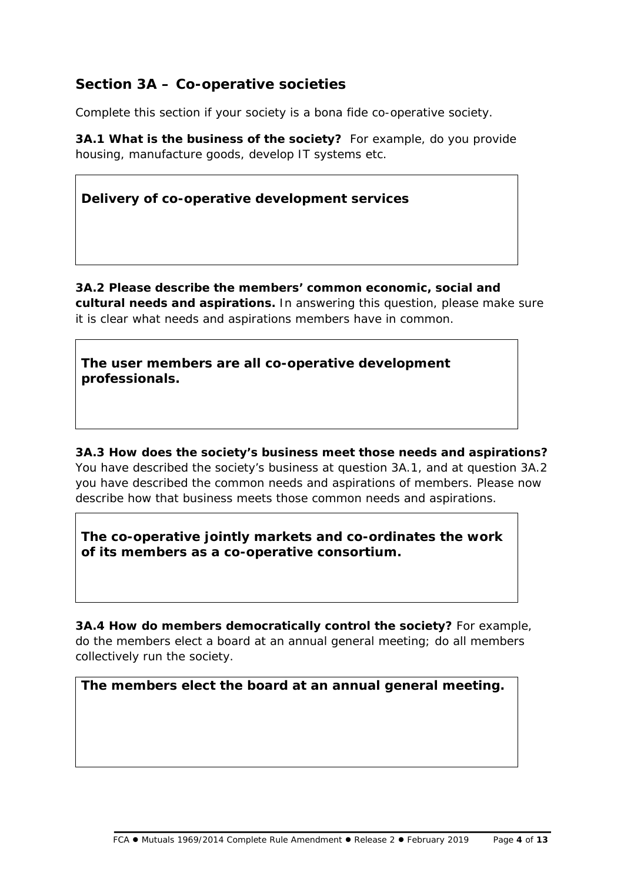## Section 3A – Co-operative societies

*Complete this section if your society is a bona fide co-operative society.*

**3A.1 What is the business of the society?** *For example, do you provide housing, manufacture goods, develop IT systems etc.*

**Delivery of co-operative development services**

**3A.2 Please describe the members' common economic, social and cultural needs and aspirations.** *In answering this question, please make sure it is clear what needs and aspirations members have in common.*

**The user members are all co-operative development professionals.**

**3A.3 How does the society's business meet those needs and aspirations?** *You have described the society's business at question 3A.1, and at question 3A.2 you have described the common needs and aspirations of members. Please now describe how that business meets those common needs and aspirations.*

**The co-operative jointly markets and co-ordinates the work of its members as a co-operative consortium.**

**3A.4 How do members democratically control the society?** *For example, do the members elect a board at an annual general meeting; do all members collectively run the society.*

**The members elect the board at an annual general meeting.**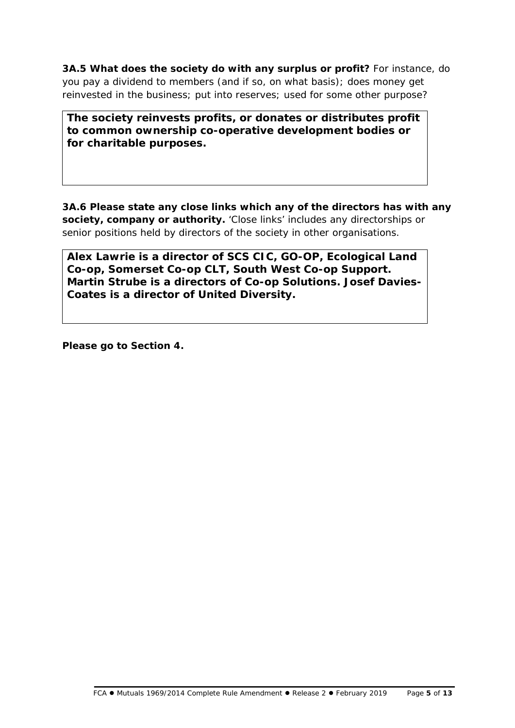**3A.5 What does the society do with any surplus or profit?** For instance, do you pay a dividend to members (and if so, on what basis); does money get reinvested in the business; put into reserves; used for some other purpose?

**The society reinvests profits, or donates or distributes profit to common ownership co-operative development bodies or for charitable purposes.**

**3A.6 Please state any close links which any of the directors has with any society, company or authority.** 'Close links' includes any directorships or senior positions held by directors of the society in other organisations.

**Alex Lawrie is a director of SCS CIC, GO-OP, Ecological Land Co-op, Somerset Co-op CLT, South West Co-op Support. Martin Strube is a directors of Co-op Solutions. Josef Davies-Coates is a director of United Diversity.**

**Please go to Section 4.**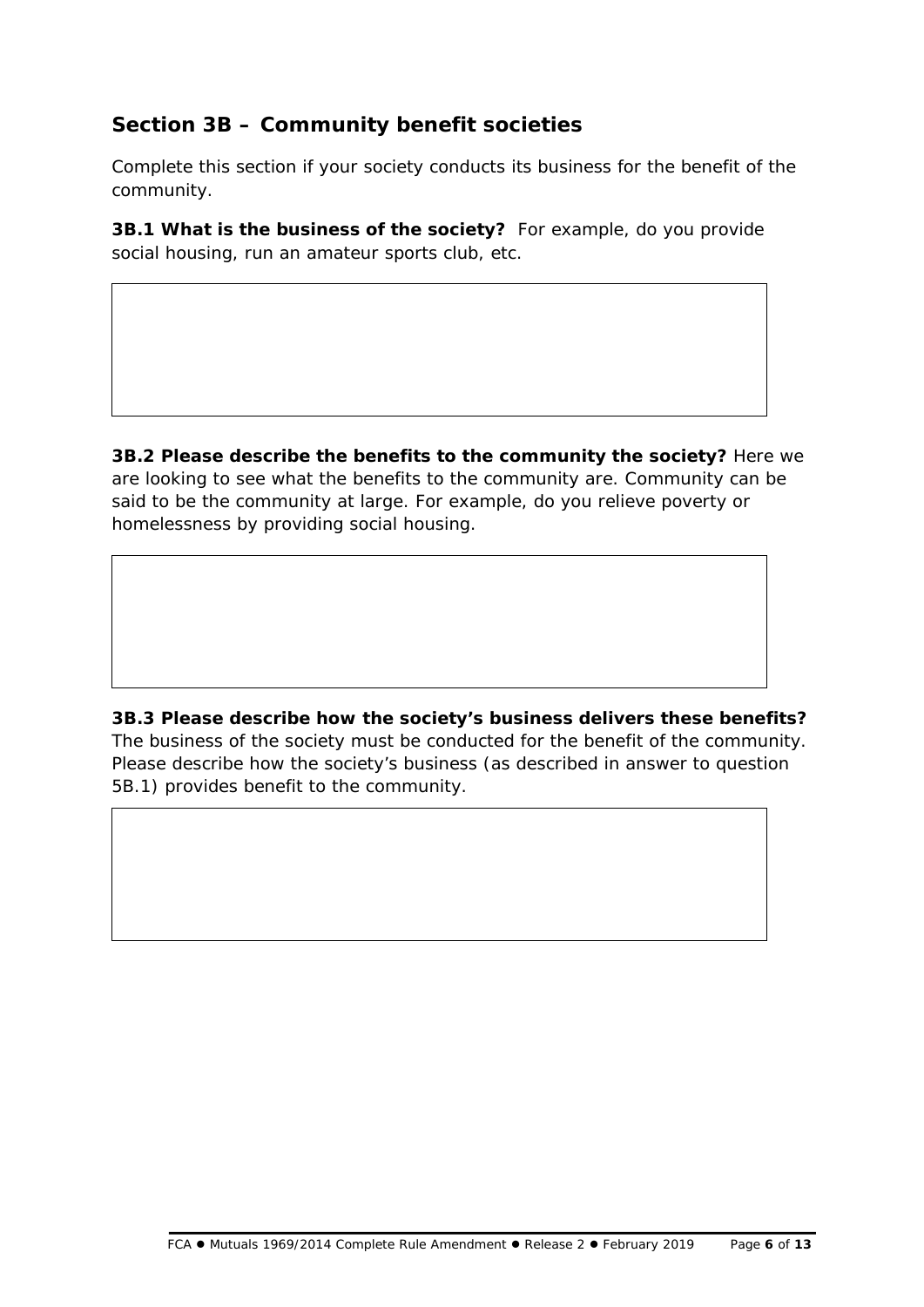## Section 3B – Community benefit societies

Complete this section if your society conducts its business for the benefit of the community.

**3B.1 What is the business of the society?** For example, do you provide social housing, run an amateur sports club, etc.

**3B.2 Please describe the benefits to the community the society?** Here we are looking to see what the benefits to the community are. Community can be said to be the community at large. For example, do you relieve poverty or homelessness by providing social housing.

**3B.3 Please describe how the society's business delivers these benefits?** The business of the society must be conducted for the benefit of the community. Please describe how the society's business (as described in answer to question 5B.1) provides benefit to the community.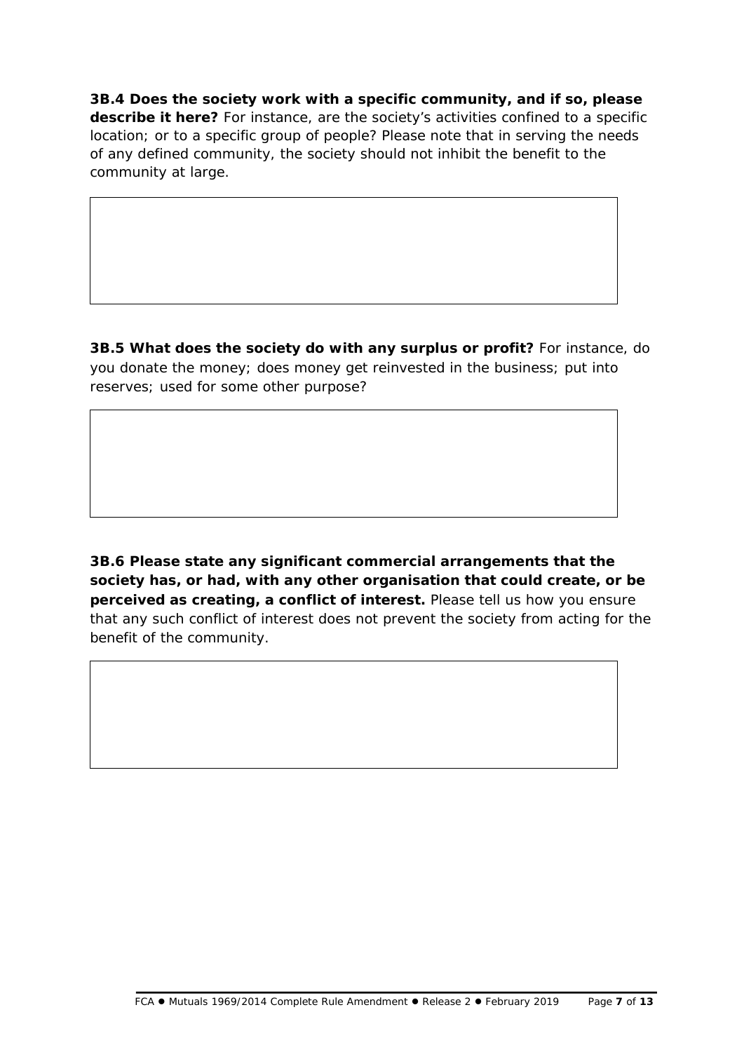**3B.4 Does the society work with a specific community, and if so, please describe it here?** For instance, are the society's activities confined to a specific location; or to a specific group of people? Please note that in serving the needs of any defined community, the society should not inhibit the benefit to the community at large.

**3B.5 What does the society do with any surplus or profit?** For instance, do you donate the money; does money get reinvested in the business; put into reserves; used for some other purpose?

**3B.6 Please state any significant commercial arrangements that the society has, or had, with any other organisation that could create, or be perceived as creating, a conflict of interest.** Please tell us how you ensure that any such conflict of interest does not prevent the society from acting for the benefit of the community.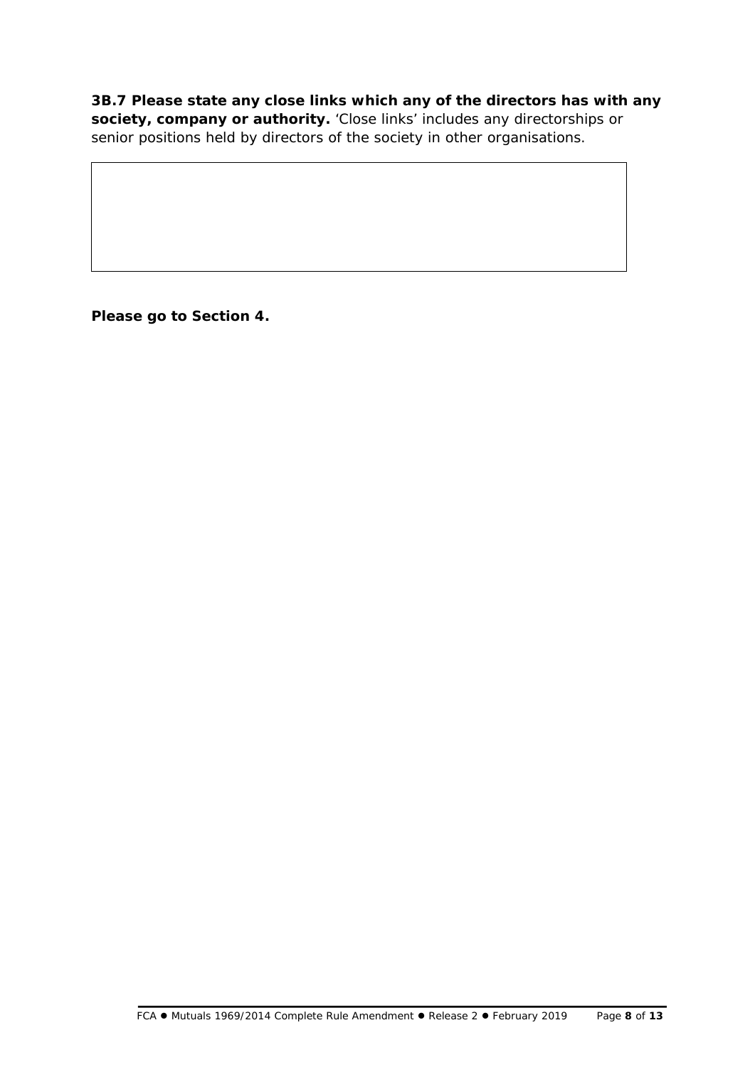**3B.7 Please state any close links which any of the directors has with any society, company or authority.** 'Close links' includes any directorships or senior positions held by directors of the society in other organisations.

| |
|---|
| |

**Please go to Section 4.**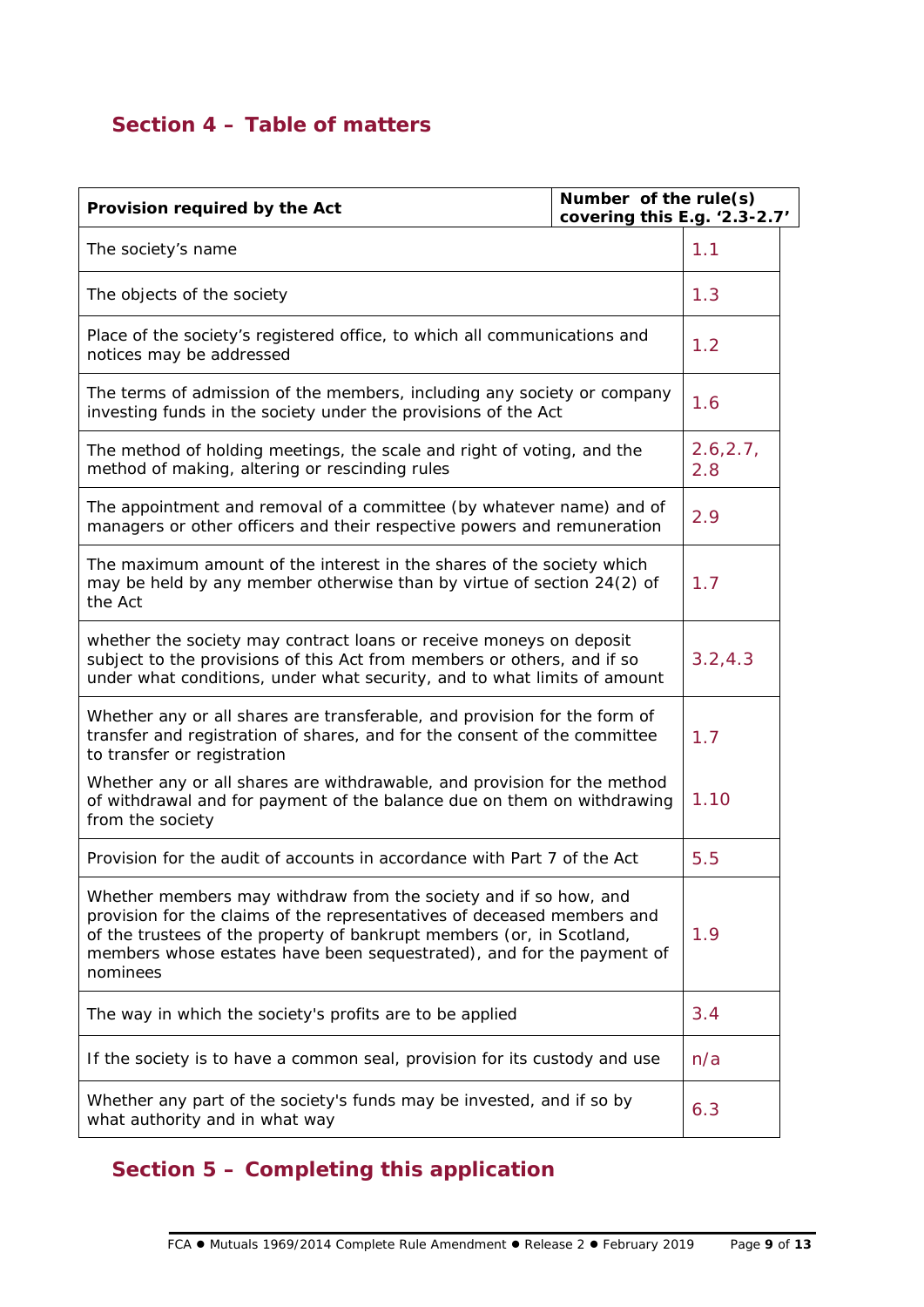## Section 4 – Table of matters

| Provision required by the Act | Number of the rule(s) covering this E.g. '2.3-2.7' |
|---|---|
| The society's name | 1.1 |
| The objects of the society | 1.3 |
| Place of the society's registered office, to which all communications and notices may be addressed | 1.2 |
| The terms of admission of the members, including any society or company investing funds in the society under the provisions of the Act | 1.6 |
| The method of holding meetings, the scale and right of voting, and the method of making, altering or rescinding rules | 2.6,2.7, 2.8 |
| The appointment and removal of a committee (by whatever name) and of managers or other officers and their respective powers and remuneration | 2.9 |
| The maximum amount of the interest in the shares of the society which may be held by any member otherwise than by virtue of section 24(2) of the Act | 1.7 |
| whether the society may contract loans or receive moneys on deposit subject to the provisions of this Act from members or others, and if so under what conditions, under what security, and to what limits of amount | 3.2,4.3 |
| Whether any or all shares are transferable, and provision for the form of transfer and registration of shares, and for the consent of the committee to transfer or registration | 1.7 |
| Whether any or all shares are withdrawable, and provision for the method of withdrawal and for payment of the balance due on them on withdrawing from the society | 1.10 |
| Provision for the audit of accounts in accordance with Part 7 of the Act | 5.5 |
| Whether members may withdraw from the society and if so how, and provision for the claims of the representatives of deceased members and of the trustees of the property of bankrupt members (or, in Scotland, members whose estates have been sequestrated), and for the payment of nominees | 1.9 |
| The way in which the society's profits are to be applied | 3.4 |
| If the society is to have a common seal, provision for its custody and use | n/a |
| Whether any part of the society's funds may be invested, and if so by what authority and in what way | 6.3 |

## Section 5 – Completing this application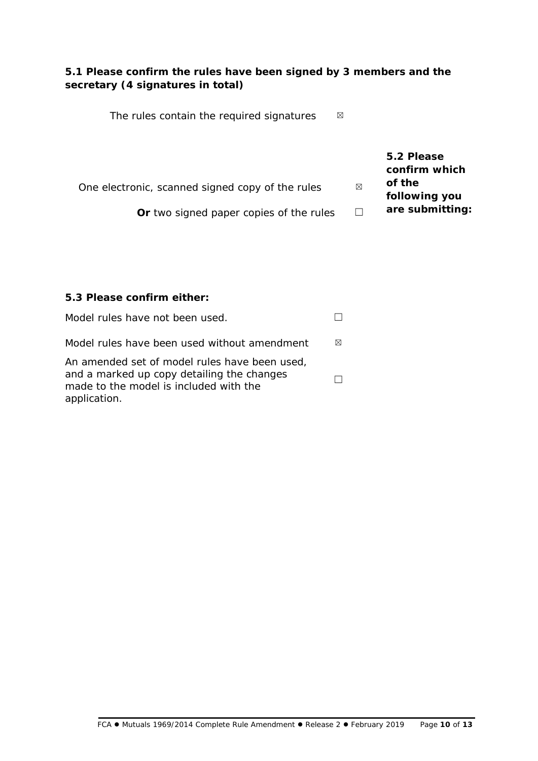**5.1 Please confirm the rules have been signed by 3 members and the secretary (4 signatures in total)**

The rules contain the required signatures ☒

**5.2 Please confirm which of the following you are submitting:**

One electronic, scanned signed copy of the rules ☒

**Or** two signed paper copies of the rules ☐

**5.3 Please confirm either:**

Model rules have not been used. ☐

Model rules have been used without amendment ☒

An amended set of model rules have been used, and a marked up copy detailing the changes made to the model is included with the application. ☐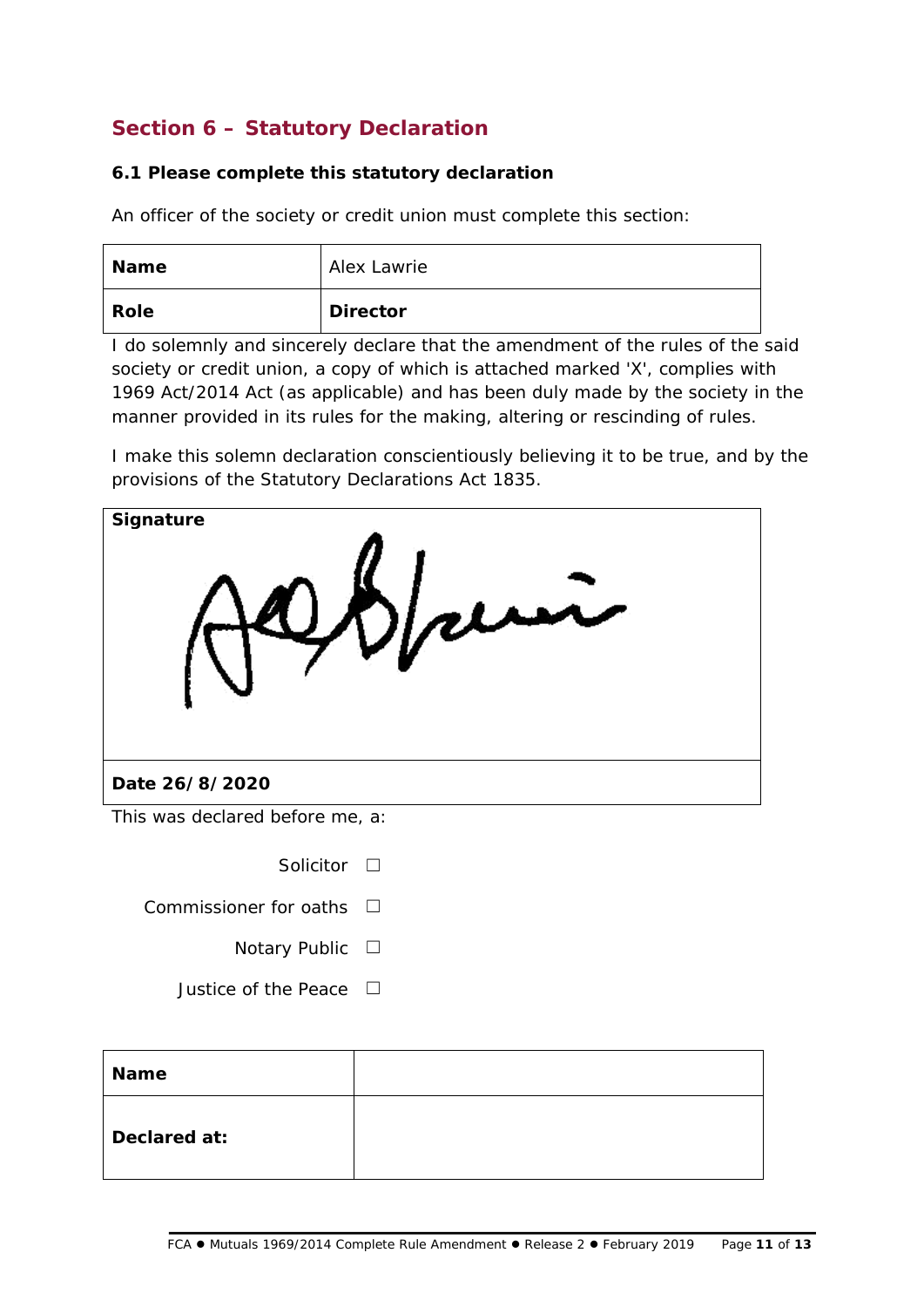## Section 6 – Statutory Declaration

### 6.1 Please complete this statutory declaration

An officer of the society or credit union must complete this section:

| **Name** | Alex Lawrie |
|---|---|
| **Role** | **Director** |

I do solemnly and sincerely declare that the amendment of the rules of the said society or credit union, a copy of which is attached marked 'X', complies with 1969 Act/2014 Act (as applicable) and has been duly made by the society in the manner provided in its rules for the making, altering or rescinding of rules.

I make this solemn declaration conscientiously believing it to be true, and by the provisions of the Statutory Declarations Act 1835.

| **Signature** |
|---|
| **Date 26/8/2020** |

This was declared before me, a:

Solicitor ☐

Commissioner for oaths ☐

Notary Public ☐

Justice of the Peace ☐

| **Name** | |
|---|---|
| **Declared at:** | |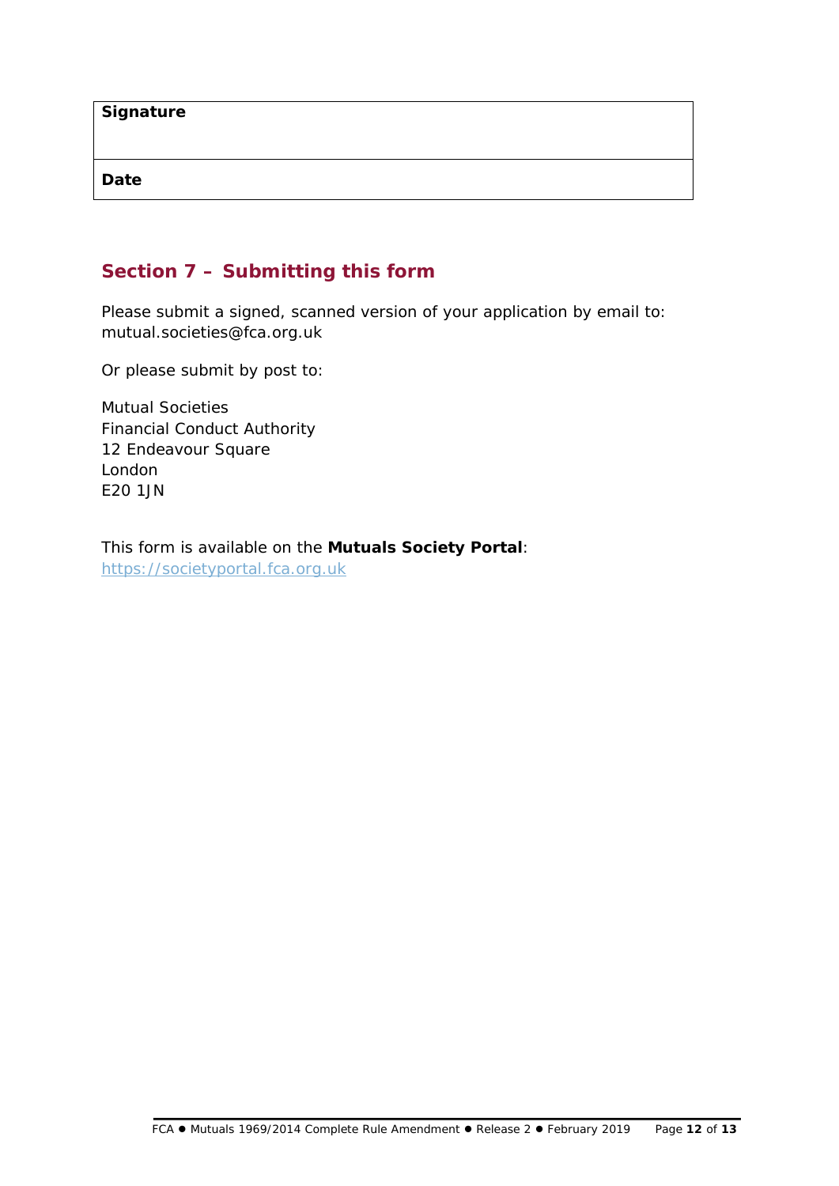| Signature | |
| --- | --- |
| Date | |

## Section 7 – Submitting this form

Please submit a signed, scanned version of your application by email to: mutual.societies@fca.org.uk

Or please submit by post to:

Mutual Societies
Financial Conduct Authority
12 Endeavour Square
London
E20 1JN

This form is available on the **Mutuals Society Portal**: [https://societyportal.fca.org.uk](https://societyportal.fca.org.uk)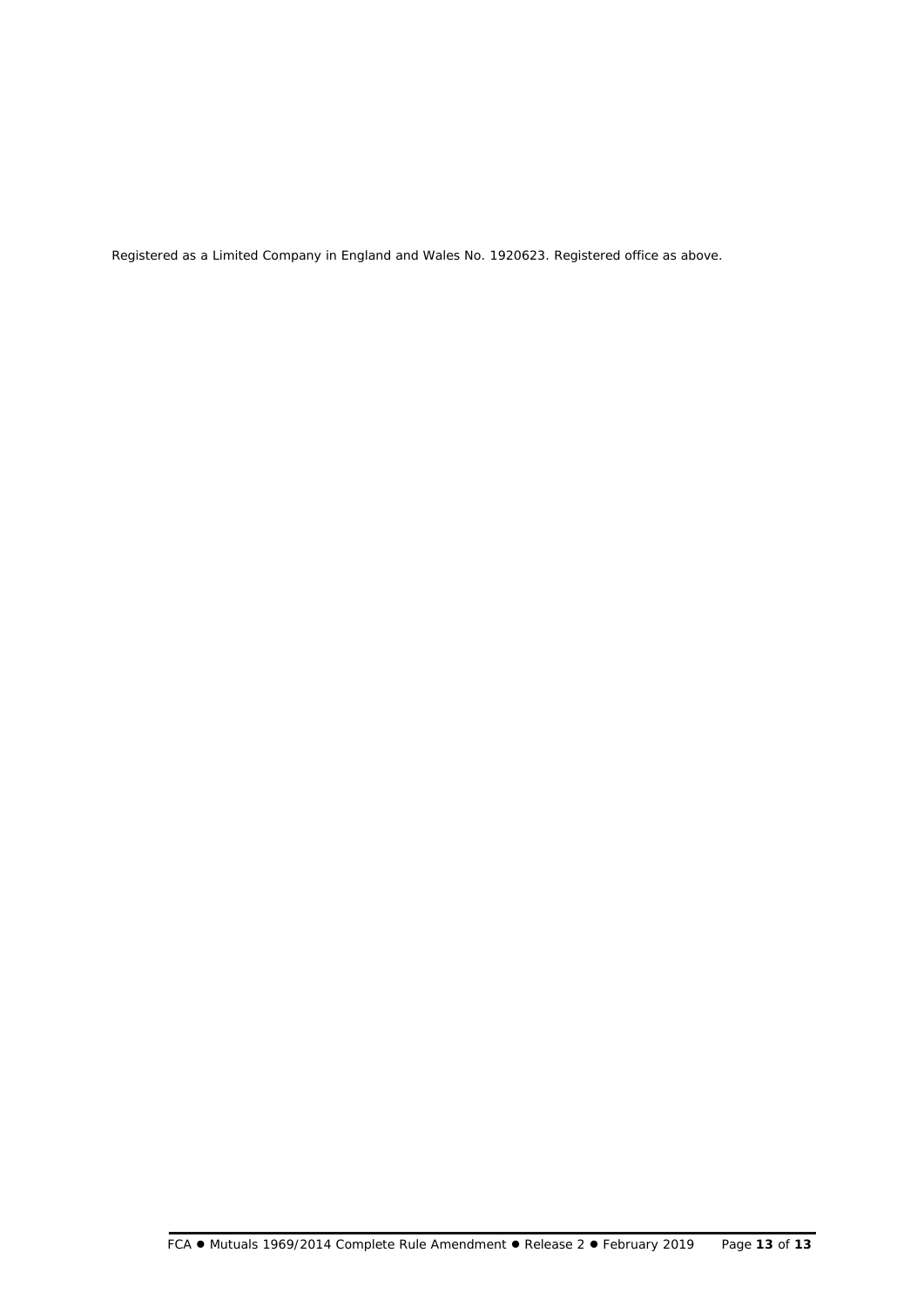Registered as a Limited Company in England and Wales No. 1920623. Registered office as above.